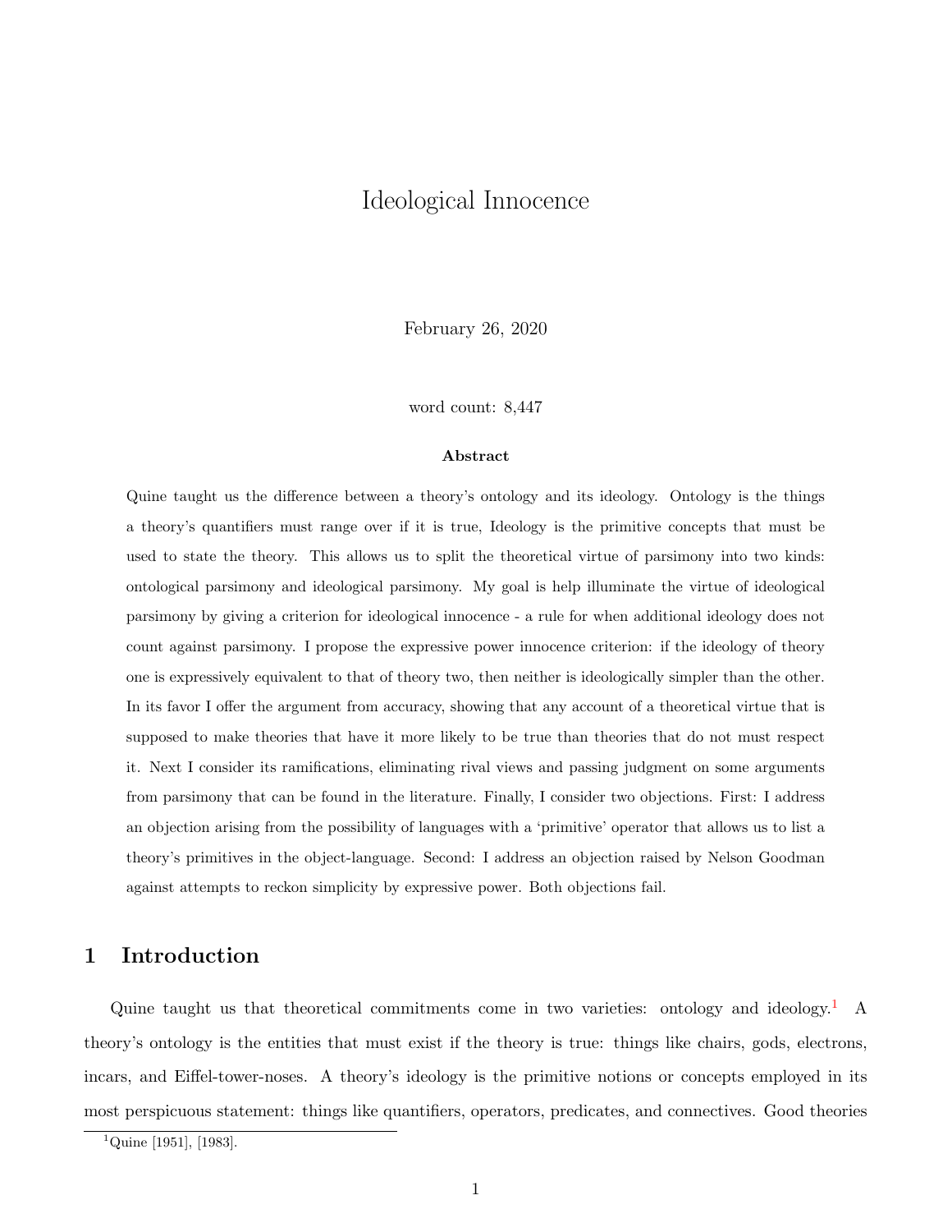# Ideological Innocence

February 26, 2020

word count: 8,447

**Abstract**

Quine taught us the difference between a theory's ontology and its ideology. Ontology is the things a theory's quantifiers must range over if it is true, Ideology is the primitive concepts that must be used to state the theory. This allows us to split the theoretical virtue of parsimony into two kinds: ontological parsimony and ideological parsimony. My goal is help illuminate the virtue of ideological parsimony by giving a criterion for ideological innocence - a rule for when additional ideology does not count against parsimony. I propose the expressive power innocence criterion: if the ideology of theory one is expressively equivalent to that of theory two, then neither is ideologically simpler than the other. In its favor I offer the argument from accuracy, showing that any account of a theoretical virtue that is supposed to make theories that have it more likely to be true than theories that do not must respect it. Next I consider its ramifications, eliminating rival views and passing judgment on some arguments from parsimony that can be found in the literature. Finally, I consider two objections. First: I address an objection arising from the possibility of languages with a 'primitive' operator that allows us to list a theory's primitives in the object-language. Second: I address an objection raised by Nelson Goodman against attempts to reckon simplicity by expressive power. Both objections fail.

## 1 Introduction

Quine taught us that theoretical commitments come in two varieties: ontology and ideology.[1] A theory's ontology is the entities that must exist if the theory is true: things like chairs, gods, electrons, incars, and Eiffel-tower-noses. A theory's ideology is the primitive notions or concepts employed in its most perspicuous statement: things like quantifiers, operators, predicates, and connectives. Good theories

[1] Quine [1951], [1983].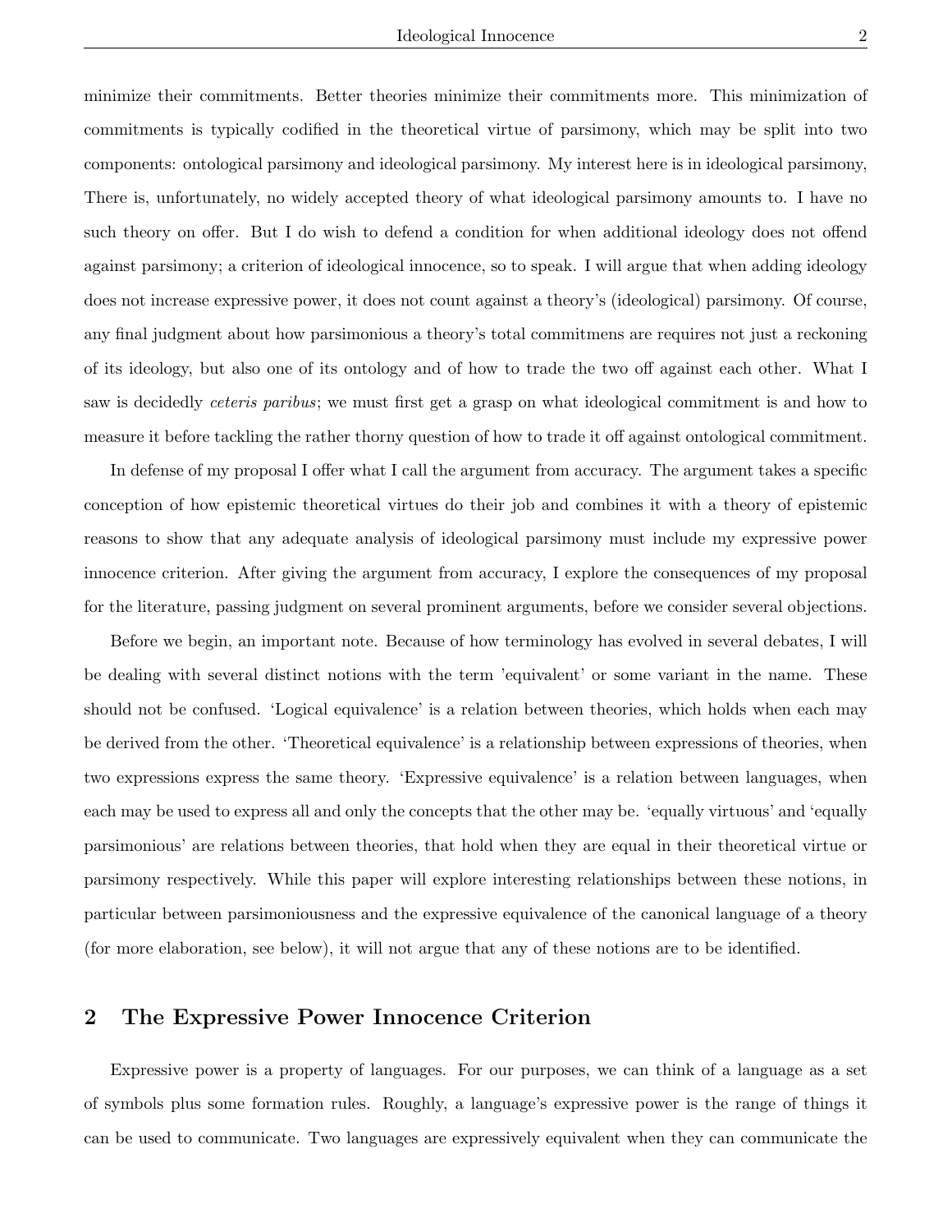minimize their commitments. Better theories minimize their commitments more. This minimization of commitments is typically codified in the theoretical virtue of parsimony, which may be split into two components: ontological parsimony and ideological parsimony. My interest here is in ideological parsimony, There is, unfortunately, no widely accepted theory of what ideological parsimony amounts to. I have no such theory on offer. But I do wish to defend a condition for when additional ideology does not offend against parsimony; a criterion of ideological innocence, so to speak. I will argue that when adding ideology does not increase expressive power, it does not count against a theory's (ideological) parsimony. Of course, any final judgment about how parsimonious a theory's total commitmens are requires not just a reckoning of its ideology, but also one of its ontology and of how to trade the two off against each other. What I saw is decidedly *ceteris paribus*; we must first get a grasp on what ideological commitment is and how to measure it before tackling the rather thorny question of how to trade it off against ontological commitment.

In defense of my proposal I offer what I call the argument from accuracy. The argument takes a specific conception of how epistemic theoretical virtues do their job and combines it with a theory of epistemic reasons to show that any adequate analysis of ideological parsimony must include my expressive power innocence criterion. After giving the argument from accuracy, I explore the consequences of my proposal for the literature, passing judgment on several prominent arguments, before we consider several objections.

Before we begin, an important note. Because of how terminology has evolved in several debates, I will be dealing with several distinct notions with the term 'equivalent' or some variant in the name. These should not be confused. 'Logical equivalence' is a relation between theories, which holds when each may be derived from the other. 'Theoretical equivalence' is a relationship between expressions of theories, when two expressions express the same theory. 'Expressive equivalence' is a relation between languages, when each may be used to express all and only the concepts that the other may be. 'equally virtuous' and 'equally parsimonious' are relations between theories, that hold when they are equal in their theoretical virtue or parsimony respectively. While this paper will explore interesting relationships between these notions, in particular between parsimoniousness and the expressive equivalence of the canonical language of a theory (for more elaboration, see below), it will not argue that any of these notions are to be identified.

## 2 The Expressive Power Innocence Criterion

Expressive power is a property of languages. For our purposes, we can think of a language as a set of symbols plus some formation rules. Roughly, a language's expressive power is the range of things it can be used to communicate. Two languages are expressively equivalent when they can communicate the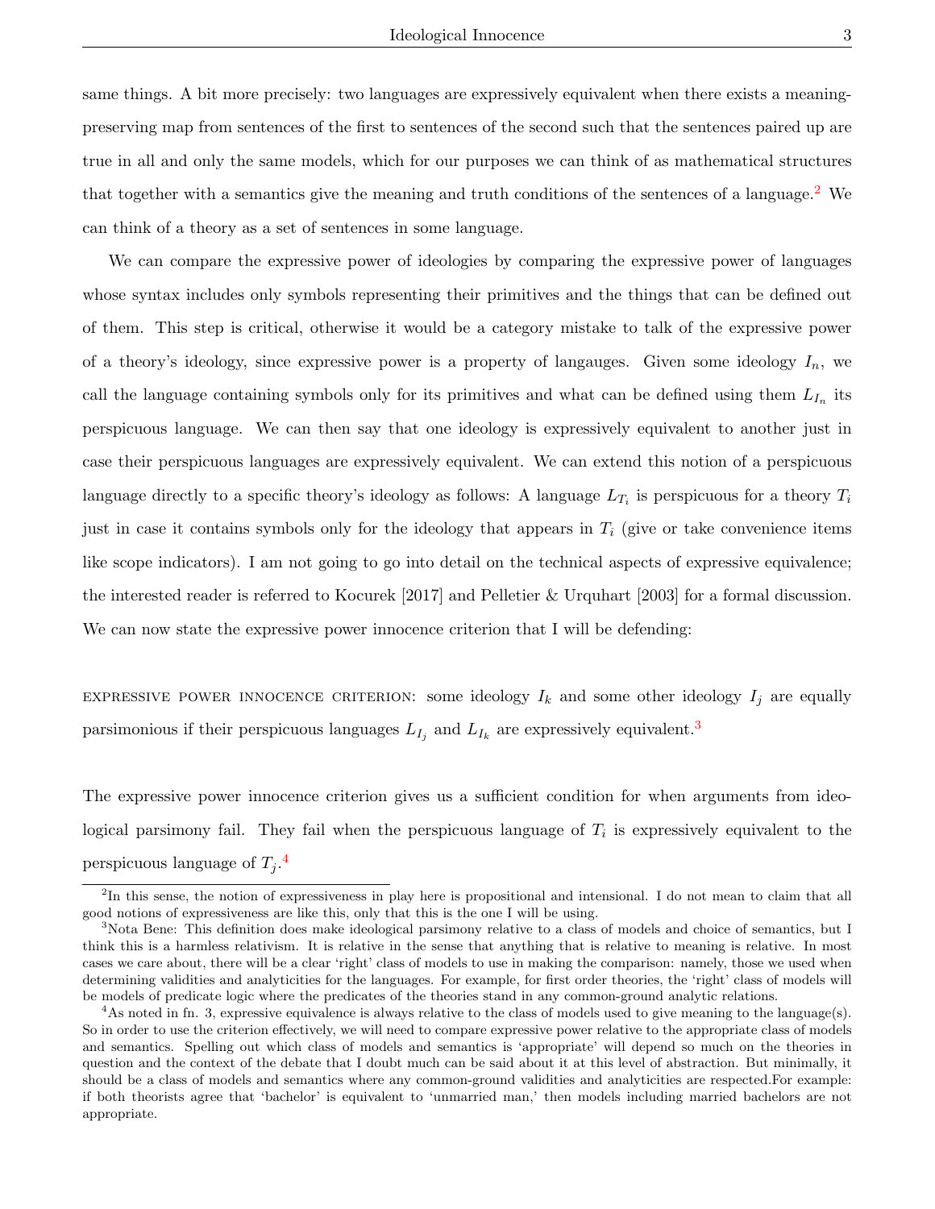same things. A bit more precisely: two languages are expressively equivalent when there exists a meaning-preserving map from sentences of the first to sentences of the second such that the sentences paired up are true in all and only the same models, which for our purposes we can think of as mathematical structures that together with a semantics give the meaning and truth conditions of the sentences of a language.[2] We can think of a theory as a set of sentences in some language.

We can compare the expressive power of ideologies by comparing the expressive power of languages whose syntax includes only symbols representing their primitives and the things that can be defined out of them. This step is critical, otherwise it would be a category mistake to talk of the expressive power of a theory's ideology, since expressive power is a property of langauges. Given some ideology $I_n$, we call the language containing symbols only for its primitives and what can be defined using them $L_{I_n}$ its perspicuous language. We can then say that one ideology is expressively equivalent to another just in case their perspicuous languages are expressively equivalent. We can extend this notion of a perspicuous language directly to a specific theory's ideology as follows: A language $L_{T_i}$ is perspicuous for a theory $T_i$ just in case it contains symbols only for the ideology that appears in $T_i$ (give or take convenience items like scope indicators). I am not going to go into detail on the technical aspects of expressive equivalence; the interested reader is referred to Kocurek [2017] and Pelletier & Urquhart [2003] for a formal discussion. We can now state the expressive power innocence criterion that I will be defending:

EXPRESSIVE POWER INNOCENCE CRITERION: some ideology $I_k$ and some other ideology $I_j$ are equally parsimonious if their perspicuous languages $L_{I_j}$ and $L_{I_k}$ are expressively equivalent.[3]

The expressive power innocence criterion gives us a sufficient condition for when arguments from ideological parsimony fail. They fail when the perspicuous language of $T_i$ is expressively equivalent to the perspicuous language of $T_j$.[4]

---

[2] In this sense, the notion of expressiveness in play here is propositional and intensional. I do not mean to claim that all good notions of expressiveness are like this, only that this is the one I will be using.

[3] Nota Bene: This definition does make ideological parsimony relative to a class of models and choice of semantics, but I think this is a harmless relativism. It is relative in the sense that anything that is relative to meaning is relative. In most cases we care about, there will be a clear 'right' class of models to use in making the comparison: namely, those we used when determining validities and analyticities for the languages. For example, for first order theories, the 'right' class of models will be models of predicate logic where the predicates of the theories stand in any common-ground analytic relations.

[4] As noted in fn. 3, expressive equivalence is always relative to the class of models used to give meaning to the language(s). So in order to use the criterion effectively, we will need to compare expressive power relative to the appropriate class of models and semantics. Spelling out which class of models and semantics is 'appropriate' will depend so much on the theories in question and the context of the debate that I doubt much can be said about it at this level of abstraction. But minimally, it should be a class of models and semantics where any common-ground validities and analyticities are respected.For example: if both theorists agree that 'bachelor' is equivalent to 'unmarried man,' then models including married bachelors are not appropriate.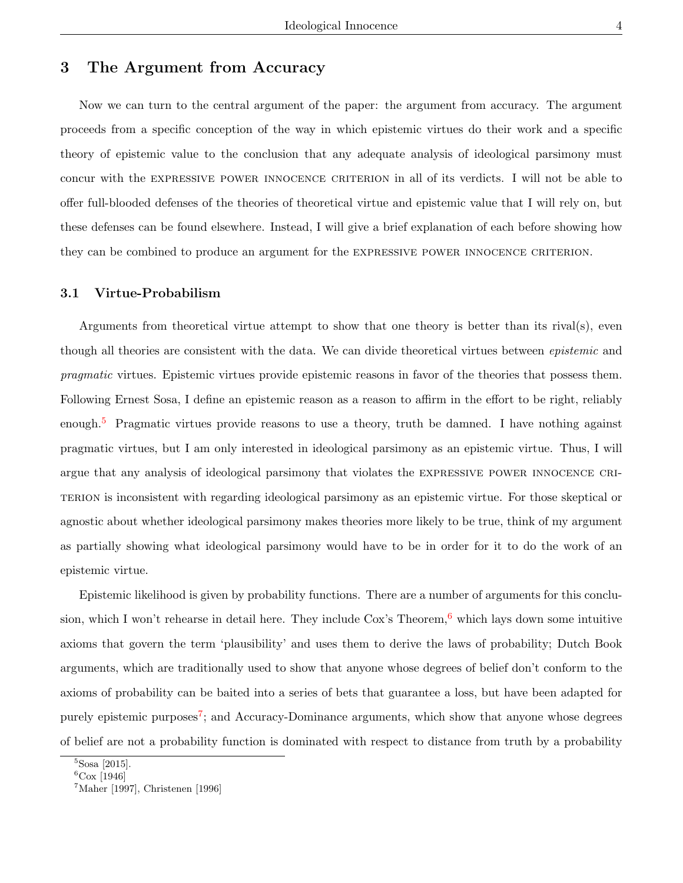## 3 The Argument from Accuracy

Now we can turn to the central argument of the paper: the argument from accuracy. The argument proceeds from a specific conception of the way in which epistemic virtues do their work and a specific theory of epistemic value to the conclusion that any adequate analysis of ideological parsimony must concur with the EXPRESSIVE POWER INNOCENCE CRITERION in all of its verdicts. I will not be able to offer full-blooded defenses of the theories of theoretical virtue and epistemic value that I will rely on, but these defenses can be found elsewhere. Instead, I will give a brief explanation of each before showing how they can be combined to produce an argument for the EXPRESSIVE POWER INNOCENCE CRITERION.

### 3.1 Virtue-Probabilism

Arguments from theoretical virtue attempt to show that one theory is better than its rival(s), even though all theories are consistent with the data. We can divide theoretical virtues between *epistemic* and *pragmatic* virtues. Epistemic virtues provide epistemic reasons in favor of the theories that possess them. Following Ernest Sosa, I define an epistemic reason as a reason to affirm in the effort to be right, reliably enough.[5] Pragmatic virtues provide reasons to use a theory, truth be damned. I have nothing against pragmatic virtues, but I am only interested in ideological parsimony as an epistemic virtue. Thus, I will argue that any analysis of ideological parsimony that violates the EXPRESSIVE POWER INNOCENCE CRITERION is inconsistent with regarding ideological parsimony as an epistemic virtue. For those skeptical or agnostic about whether ideological parsimony makes theories more likely to be true, think of my argument as partially showing what ideological parsimony would have to be in order for it to do the work of an epistemic virtue.

Epistemic likelihood is given by probability functions. There are a number of arguments for this conclusion, which I won't rehearse in detail here. They include Cox's Theorem,[6] which lays down some intuitive axioms that govern the term 'plausibility' and uses them to derive the laws of probability; Dutch Book arguments, which are traditionally used to show that anyone whose degrees of belief don't conform to the axioms of probability can be baited into a series of bets that guarantee a loss, but have been adapted for purely epistemic purposes[7]; and Accuracy-Dominance arguments, which show that anyone whose degrees of belief are not a probability function is dominated with respect to distance from truth by a probability

---

[5] Sosa [2015].

[6] Cox [1946]

[7] Maher [1997], Christenen [1996]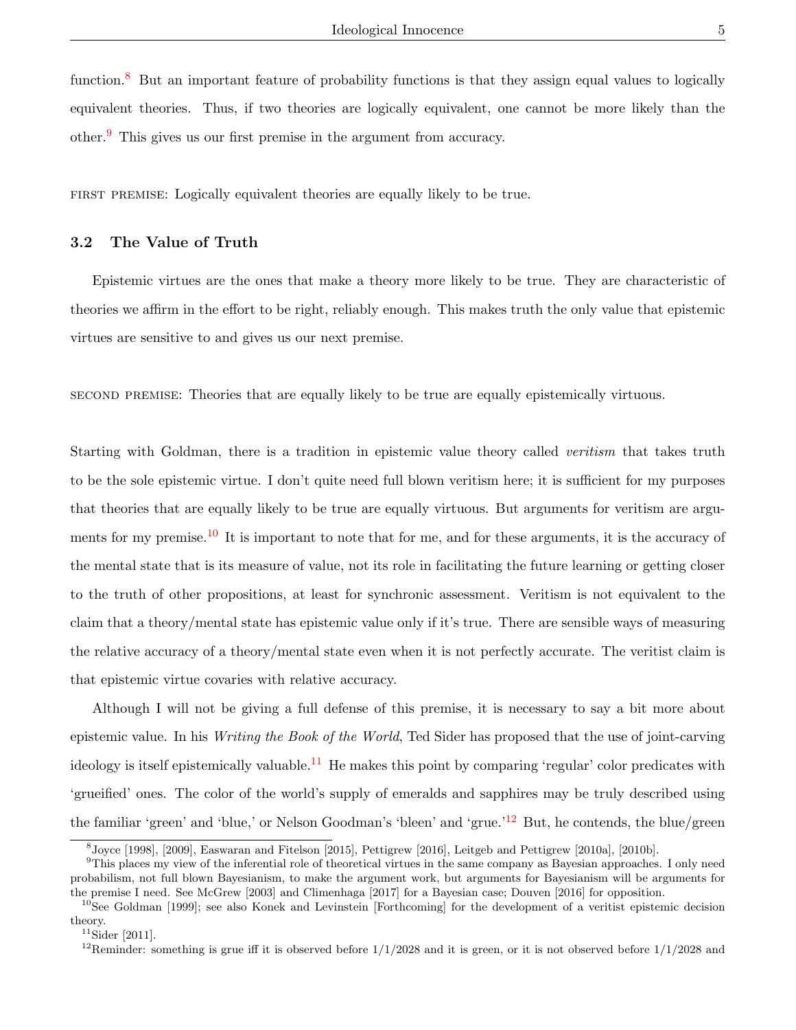function.[8] But an important feature of probability functions is that they assign equal values to logically equivalent theories. Thus, if two theories are logically equivalent, one cannot be more likely than the other.[9] This gives us our first premise in the argument from accuracy.

FIRST PREMISE: Logically equivalent theories are equally likely to be true.

### 3.2 The Value of Truth

Epistemic virtues are the ones that make a theory more likely to be true. They are characteristic of theories we affirm in the effort to be right, reliably enough. This makes truth the only value that epistemic virtues are sensitive to and gives us our next premise.

SECOND PREMISE: Theories that are equally likely to be true are equally epistemically virtuous.

Starting with Goldman, there is a tradition in epistemic value theory called *veritism* that takes truth to be the sole epistemic virtue. I don't quite need full blown veritism here; it is sufficient for my purposes that theories that are equally likely to be true are equally virtuous. But arguments for veritism are arguments for my premise.[10] It is important to note that for me, and for these arguments, it is the accuracy of the mental state that is its measure of value, not its role in facilitating the future learning or getting closer to the truth of other propositions, at least for synchronic assessment. Veritism is not equivalent to the claim that a theory/mental state has epistemic value only if it's true. There are sensible ways of measuring the relative accuracy of a theory/mental state even when it is not perfectly accurate. The veritist claim is that epistemic virtue covaries with relative accuracy.

Although I will not be giving a full defense of this premise, it is necessary to say a bit more about epistemic value. In his *Writing the Book of the World*, Ted Sider has proposed that the use of joint-carving ideology is itself epistemically valuable.[11] He makes this point by comparing 'regular' color predicates with 'grueified' ones. The color of the world's supply of emeralds and sapphires may be truly described using the familiar 'green' and 'blue,' or Nelson Goodman's 'bleen' and 'grue.'[12] But, he contends, the blue/green

---

[8] Joyce [1998], [2009], Easwaran and Fitelson [2015], Pettigrew [2016], Leitgeb and Pettigrew [2010a], [2010b].

[9] This places my view of the inferential role of theoretical virtues in the same company as Bayesian approaches. I only need probabilism, not full blown Bayesianism, to make the argument work, but arguments for Bayesianism will be arguments for the premise I need. See McGrew [2003] and Climenhaga [2017] for a Bayesian case; Douven [2016] for opposition.

[10] See Goldman [1999]; see also Konek and Levinstein [Forthcoming] for the development of a veritist epistemic decision theory.

[11] Sider [2011].

[12] Reminder: something is grue iff it is observed before 1/1/2028 and it is green, or it is not observed before 1/1/2028 and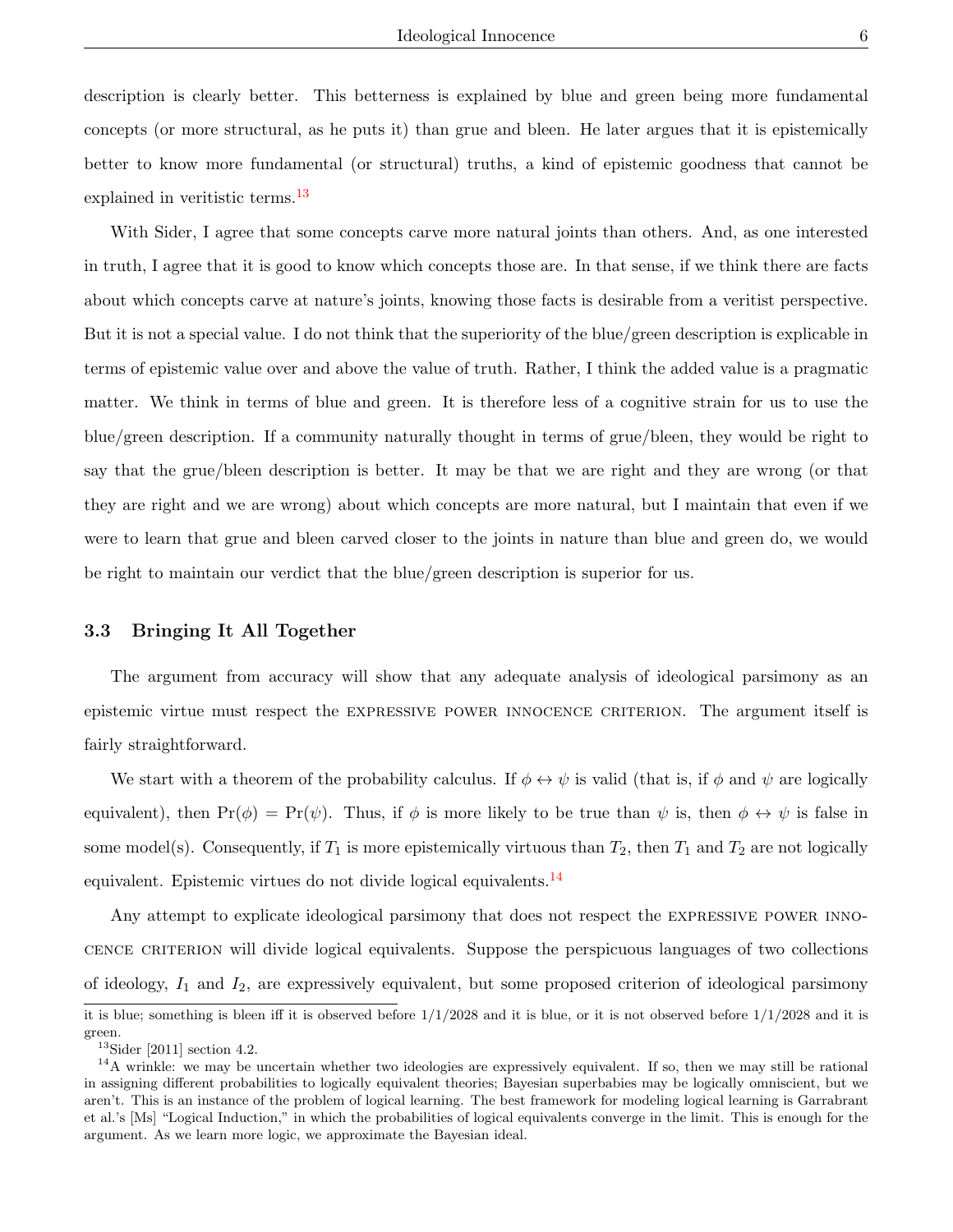description is clearly better. This betterness is explained by blue and green being more fundamental concepts (or more structural, as he puts it) than grue and bleen. He later argues that it is epistemically better to know more fundamental (or structural) truths, a kind of epistemic goodness that cannot be explained in veritistic terms.[13]

With Sider, I agree that some concepts carve more natural joints than others. And, as one interested in truth, I agree that it is good to know which concepts those are. In that sense, if we think there are facts about which concepts carve at nature's joints, knowing those facts is desirable from a veritist perspective. But it is not a special value. I do not think that the superiority of the blue/green description is explicable in terms of epistemic value over and above the value of truth. Rather, I think the added value is a pragmatic matter. We think in terms of blue and green. It is therefore less of a cognitive strain for us to use the blue/green description. If a community naturally thought in terms of grue/bleen, they would be right to say that the grue/bleen description is better. It may be that we are right and they are wrong (or that they are right and we are wrong) about which concepts are more natural, but I maintain that even if we were to learn that grue and bleen carved closer to the joints in nature than blue and green do, we would be right to maintain our verdict that the blue/green description is superior for us.

### 3.3 Bringing It All Together

The argument from accuracy will show that any adequate analysis of ideological parsimony as an epistemic virtue must respect the EXPRESSIVE POWER INNOCENCE CRITERION. The argument itself is fairly straightforward.

We start with a theorem of the probability calculus. If $\phi \leftrightarrow \psi$ is valid (that is, if $\phi$ and $\psi$ are logically equivalent), then $\Pr(\phi) = \Pr(\psi)$. Thus, if $\phi$ is more likely to be true than $\psi$ is, then $\phi \leftrightarrow \psi$ is false in some model(s). Consequently, if $T_1$ is more epistemically virtuous than $T_2$, then $T_1$ and $T_2$ are not logically equivalent. Epistemic virtues do not divide logical equivalents.[14]

Any attempt to explicate ideological parsimony that does not respect the EXPRESSIVE POWER INNOCENCE CRITERION will divide logical equivalents. Suppose the perspicuous languages of two collections of ideology, $I_1$ and $I_2$, are expressively equivalent, but some proposed criterion of ideological parsimony

---

it is blue; something is bleen iff it is observed before 1/1/2028 and it is blue, or it is not observed before 1/1/2028 and it is green.

[13] Sider [2011] section 4.2.

[14] A wrinkle: we may be uncertain whether two ideologies are expressively equivalent. If so, then we may still be rational in assigning different probabilities to logically equivalent theories; Bayesian superbabies may be logically omniscient, but we aren't. This is an instance of the problem of logical learning. The best framework for modeling logical learning is Garrabrant et al.'s [Ms] "Logical Induction," in which the probabilities of logical equivalents converge in the limit. This is enough for the argument. As we learn more logic, we approximate the Bayesian ideal.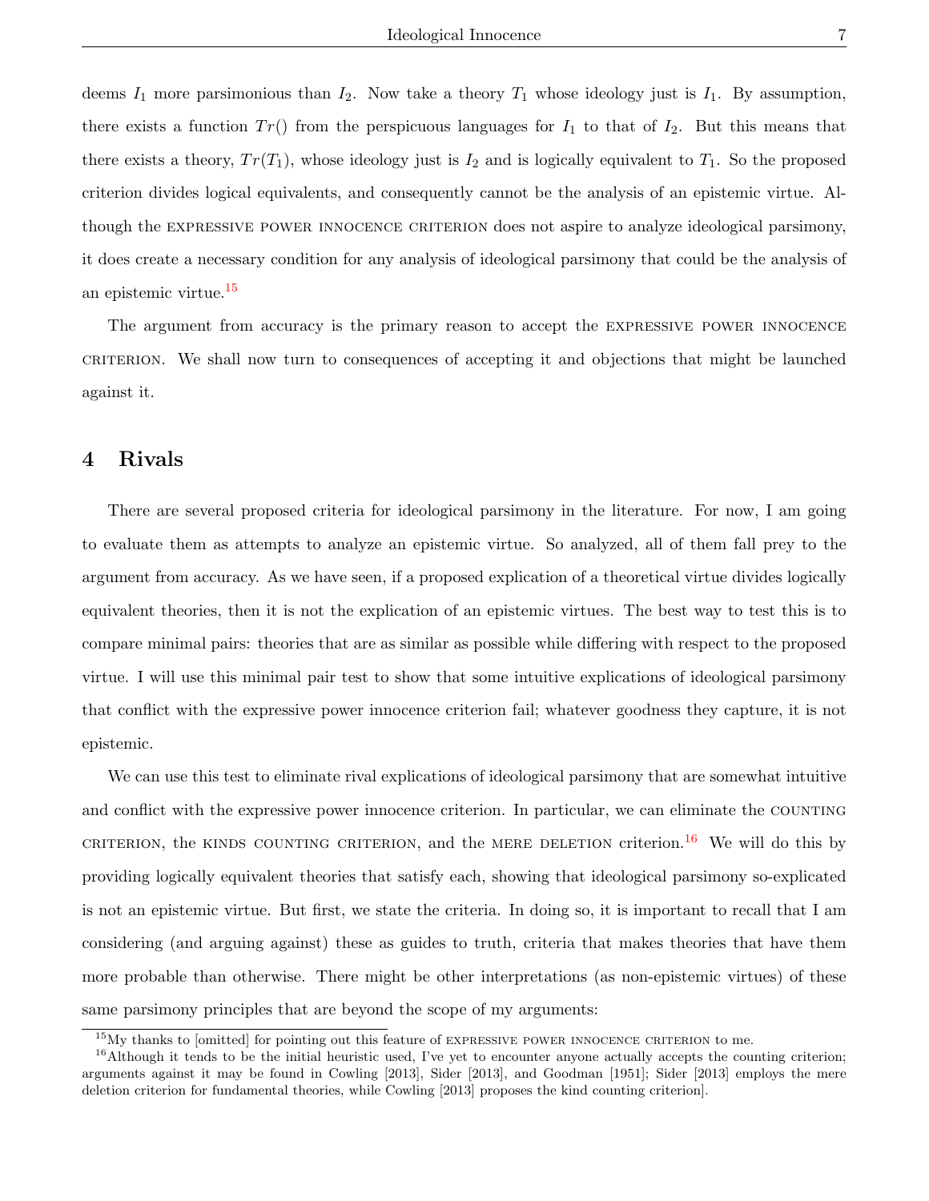deems $I_1$ more parsimonious than $I_2$. Now take a theory $T_1$ whose ideology just is $I_1$. By assumption, there exists a function $Tr()$ from the perspicuous languages for $I_1$ to that of $I_2$. But this means that there exists a theory, $Tr(T_1)$, whose ideology just is $I_2$ and is logically equivalent to $T_1$. So the proposed criterion divides logical equivalents, and consequently cannot be the analysis of an epistemic virtue. Although the EXPRESSIVE POWER INNOCENCE CRITERION does not aspire to analyze ideological parsimony, it does create a necessary condition for any analysis of ideological parsimony that could be the analysis of an epistemic virtue.[15]

The argument from accuracy is the primary reason to accept the EXPRESSIVE POWER INNOCENCE CRITERION. We shall now turn to consequences of accepting it and objections that might be launched against it.

## 4 Rivals

There are several proposed criteria for ideological parsimony in the literature. For now, I am going to evaluate them as attempts to analyze an epistemic virtue. So analyzed, all of them fall prey to the argument from accuracy. As we have seen, if a proposed explication of a theoretical virtue divides logically equivalent theories, then it is not the explication of an epistemic virtues. The best way to test this is to compare minimal pairs: theories that are as similar as possible while differing with respect to the proposed virtue. I will use this minimal pair test to show that some intuitive explications of ideological parsimony that conflict with the expressive power innocence criterion fail; whatever goodness they capture, it is not epistemic.

We can use this test to eliminate rival explications of ideological parsimony that are somewhat intuitive and conflict with the expressive power innocence criterion. In particular, we can eliminate the COUNTING CRITERION, the KINDS COUNTING CRITERION, and the MERE DELETION criterion.[16] We will do this by providing logically equivalent theories that satisfy each, showing that ideological parsimony so-explicated is not an epistemic virtue. But first, we state the criteria. In doing so, it is important to recall that I am considering (and arguing against) these as guides to truth, criteria that makes theories that have them more probable than otherwise. There might be other interpretations (as non-epistemic virtues) of these same parsimony principles that are beyond the scope of my arguments:

[15] My thanks to [omitted] for pointing out this feature of EXPRESSIVE POWER INNOCENCE CRITERION to me.

[16] Although it tends to be the initial heuristic used, I've yet to encounter anyone actually accepts the counting criterion; arguments against it may be found in Cowling [2013], Sider [2013], and Goodman [1951]; Sider [2013] employs the mere deletion criterion for fundamental theories, while Cowling [2013] proposes the kind counting criterion].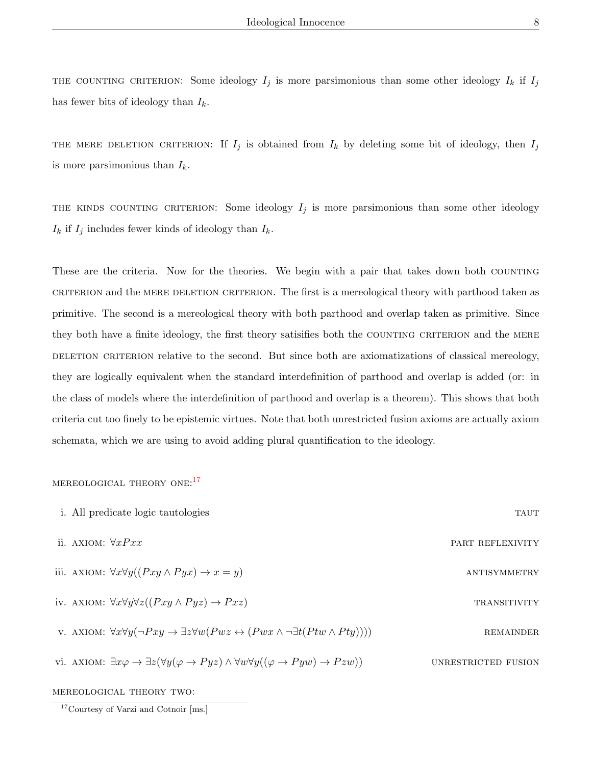THE COUNTING CRITERION: Some ideology $I_j$ is more parsimonious than some other ideology $I_k$ if $I_j$ has fewer bits of ideology than $I_k$.

THE MERE DELETION CRITERION: If $I_j$ is obtained from $I_k$ by deleting some bit of ideology, then $I_j$ is more parsimonious than $I_k$.

THE KINDS COUNTING CRITERION: Some ideology $I_j$ is more parsimonious than some other ideology $I_k$ if $I_j$ includes fewer kinds of ideology than $I_k$.

These are the criteria. Now for the theories. We begin with a pair that takes down both COUNTING CRITERION and the MERE DELETION CRITERION. The first is a mereological theory with parthood taken as primitive. The second is a mereological theory with both parthood and overlap taken as primitive. Since they both have a finite ideology, the first theory satisifies both the COUNTING CRITERION and the MERE DELETION CRITERION relative to the second. But since both are axiomatizations of classical mereology, they are logically equivalent when the standard interdefinition of parthood and overlap is added (or: in the class of models where the interdefinition of parthood and overlap is a theorem). This shows that both criteria cut too finely to be epistemic virtues. Note that both unrestricted fusion axioms are actually axiom schemata, which we are using to avoid adding plural quantification to the ideology.

MEREOLOGICAL THEORY ONE:[17]

i. All predicate logic tautologies — TAUT

ii. AXIOM: $\forall x Pxx$ — PART REFLEXIVITY

iii. AXIOM: $\forall x \forall y ((Pxy \wedge Pyx) \rightarrow x = y)$ — ANTISYMMETRY

iv. AXIOM: $\forall x \forall y \forall z ((Pxy \wedge Pyz) \rightarrow Pxz)$ — TRANSITIVITY

v. AXIOM: $\forall x \forall y (\neg Pxy \rightarrow \exists z \forall w (Pwz \leftrightarrow (Pwx \wedge \neg \exists t (Ptw \wedge Pty))))$ — REMAINDER

vi. AXIOM: $\exists x \varphi \rightarrow \exists z (\forall y (\varphi \rightarrow Pyz) \wedge \forall w \forall y ((\varphi \rightarrow Pyw) \rightarrow Pzw))$ — UNRESTRICTED FUSION

MEREOLOGICAL THEORY TWO:

[17] Courtesy of Varzi and Cotnoir [ms.]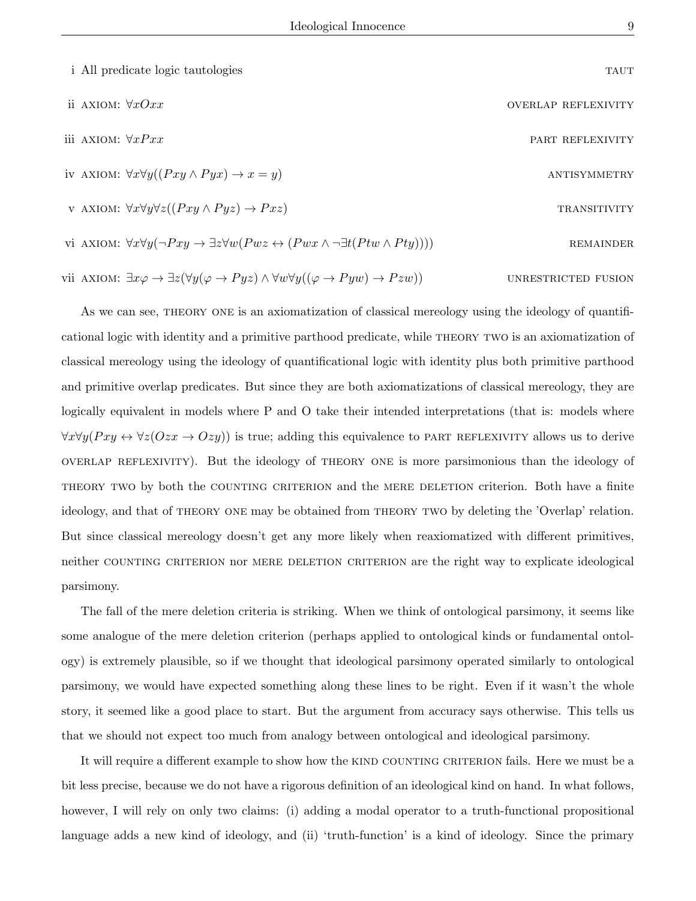i All predicate logic tautologies TAUT

ii AXIOM: $\forall x Oxx$ OVERLAP REFLEXIVITY

iii AXIOM: $\forall x Pxx$ PART REFLEXIVITY

iv AXIOM: $\forall x \forall y ((Pxy \wedge Pyx) \rightarrow x = y)$ ANTISYMMETRY

v AXIOM: $\forall x \forall y \forall z ((Pxy \wedge Pyz) \rightarrow Pxz)$ TRANSITIVITY

vi AXIOM: $\forall x \forall y (\neg Pxy \rightarrow \exists z \forall w (Pwz \leftrightarrow (Pwx \wedge \neg \exists t (Ptw \wedge Pty))))$ REMAINDER

vii AXIOM: $\exists x \varphi \rightarrow \exists z (\forall y (\varphi \rightarrow Pyz) \wedge \forall w \forall y ((\varphi \rightarrow Pyw) \rightarrow Pzw))$ UNRESTRICTED FUSION

As we can see, THEORY ONE is an axiomatization of classical mereology using the ideology of quantificational logic with identity and a primitive parthood predicate, while THEORY TWO is an axiomatization of classical mereology using the ideology of quantificational logic with identity plus both primitive parthood and primitive overlap predicates. But since they are both axiomatizations of classical mereology, they are logically equivalent in models where P and O take their intended interpretations (that is: models where $\forall x \forall y (Pxy \leftrightarrow \forall z (Ozx \rightarrow Ozy))$ is true; adding this equivalence to PART REFLEXIVITY allows us to derive OVERLAP REFLEXIVITY). But the ideology of THEORY ONE is more parsimonious than the ideology of THEORY TWO by both the COUNTING CRITERION and the MERE DELETION criterion. Both have a finite ideology, and that of THEORY ONE may be obtained from THEORY TWO by deleting the 'Overlap' relation. But since classical mereology doesn't get any more likely when reaxiomatized with different primitives, neither COUNTING CRITERION nor MERE DELETION CRITERION are the right way to explicate ideological parsimony.

The fall of the mere deletion criteria is striking. When we think of ontological parsimony, it seems like some analogue of the mere deletion criterion (perhaps applied to ontological kinds or fundamental ontology) is extremely plausible, so if we thought that ideological parsimony operated similarly to ontological parsimony, we would have expected something along these lines to be right. Even if it wasn't the whole story, it seemed like a good place to start. But the argument from accuracy says otherwise. This tells us that we should not expect too much from analogy between ontological and ideological parsimony.

It will require a different example to show how the KIND COUNTING CRITERION fails. Here we must be a bit less precise, because we do not have a rigorous definition of an ideological kind on hand. In what follows, however, I will rely on only two claims: (i) adding a modal operator to a truth-functional propositional language adds a new kind of ideology, and (ii) 'truth-function' is a kind of ideology. Since the primary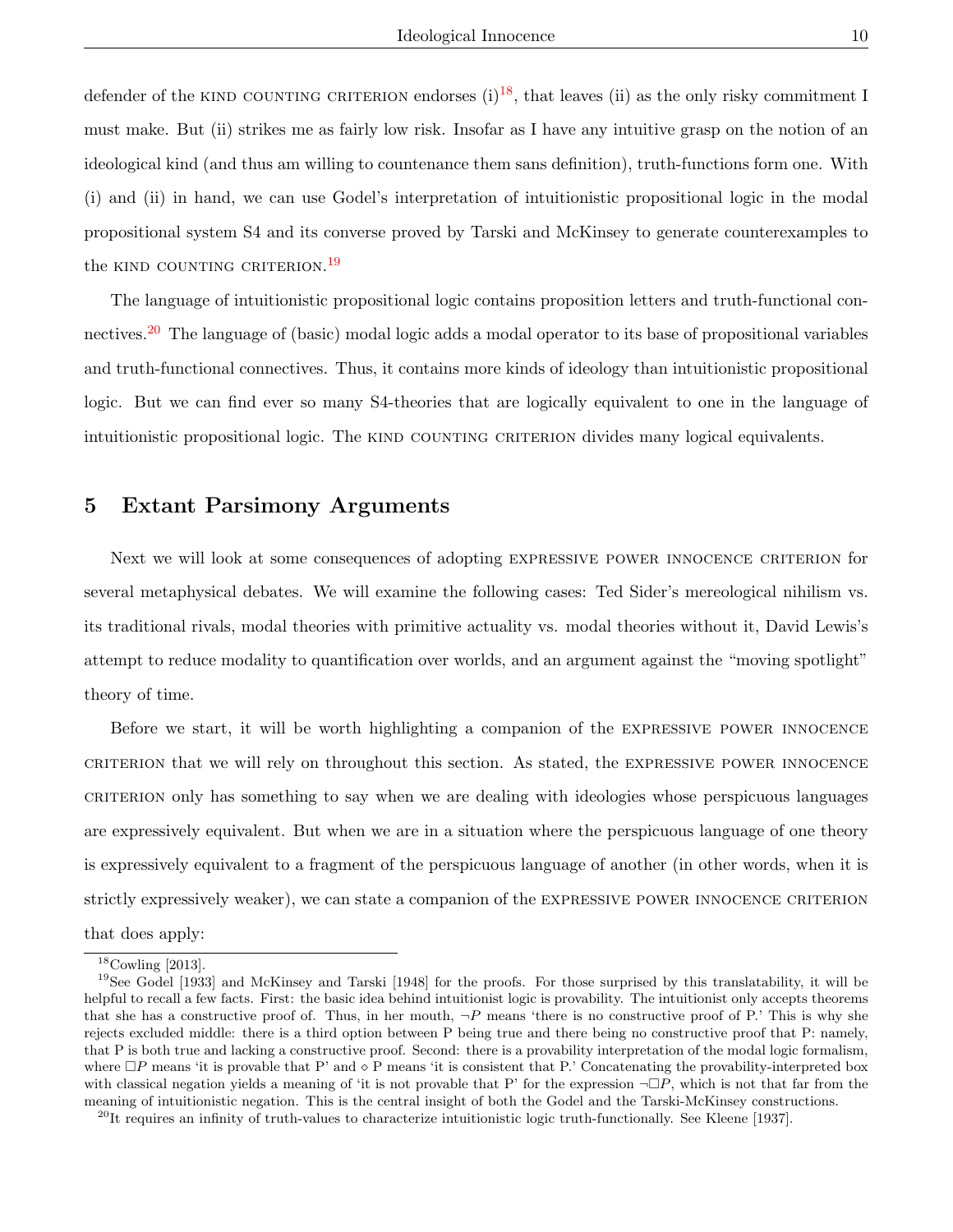defender of the KIND COUNTING CRITERION endorses (i)[18], that leaves (ii) as the only risky commitment I must make. But (ii) strikes me as fairly low risk. Insofar as I have any intuitive grasp on the notion of an ideological kind (and thus am willing to countenance them sans definition), truth-functions form one. With (i) and (ii) in hand, we can use Godel's interpretation of intuitionistic propositional logic in the modal propositional system S4 and its converse proved by Tarski and McKinsey to generate counterexamples to the KIND COUNTING CRITERION.[19]

The language of intuitionistic propositional logic contains proposition letters and truth-functional connectives.[20] The language of (basic) modal logic adds a modal operator to its base of propositional variables and truth-functional connectives. Thus, it contains more kinds of ideology than intuitionistic propositional logic. But we can find ever so many S4-theories that are logically equivalent to one in the language of intuitionistic propositional logic. The KIND COUNTING CRITERION divides many logical equivalents.

## 5 Extant Parsimony Arguments

Next we will look at some consequences of adopting EXPRESSIVE POWER INNOCENCE CRITERION for several metaphysical debates. We will examine the following cases: Ted Sider's mereological nihilism vs. its traditional rivals, modal theories with primitive actuality vs. modal theories without it, David Lewis's attempt to reduce modality to quantification over worlds, and an argument against the "moving spotlight" theory of time.

Before we start, it will be worth highlighting a companion of the EXPRESSIVE POWER INNOCENCE CRITERION that we will rely on throughout this section. As stated, the EXPRESSIVE POWER INNOCENCE CRITERION only has something to say when we are dealing with ideologies whose perspicuous languages are expressively equivalent. But when we are in a situation where the perspicuous language of one theory is expressively equivalent to a fragment of the perspicuous language of another (in other words, when it is strictly expressively weaker), we can state a companion of the EXPRESSIVE POWER INNOCENCE CRITERION that does apply:

---

[18] Cowling [2013].

[19] See Godel [1933] and McKinsey and Tarski [1948] for the proofs. For those surprised by this translatability, it will be helpful to recall a few facts. First: the basic idea behind intuitionist logic is provability. The intuitionist only accepts theorems that she has a constructive proof of. Thus, in her mouth, $\neg P$ means 'there is no constructive proof of P.' This is why she rejects excluded middle: there is a third option between P being true and there being no constructive proof that P: namely, that P is both true and lacking a constructive proof. Second: there is a provability interpretation of the modal logic formalism, where $\Box P$ means 'it is provable that P' and $\diamond$ P means 'it is consistent that P.' Concatenating the provability-interpreted box with classical negation yields a meaning of 'it is not provable that P' for the expression $\neg\Box P$, which is not that far from the meaning of intuitionistic negation. This is the central insight of both the Godel and the Tarski-McKinsey constructions.

[20] It requires an infinity of truth-values to characterize intuitionistic logic truth-functionally. See Kleene [1937].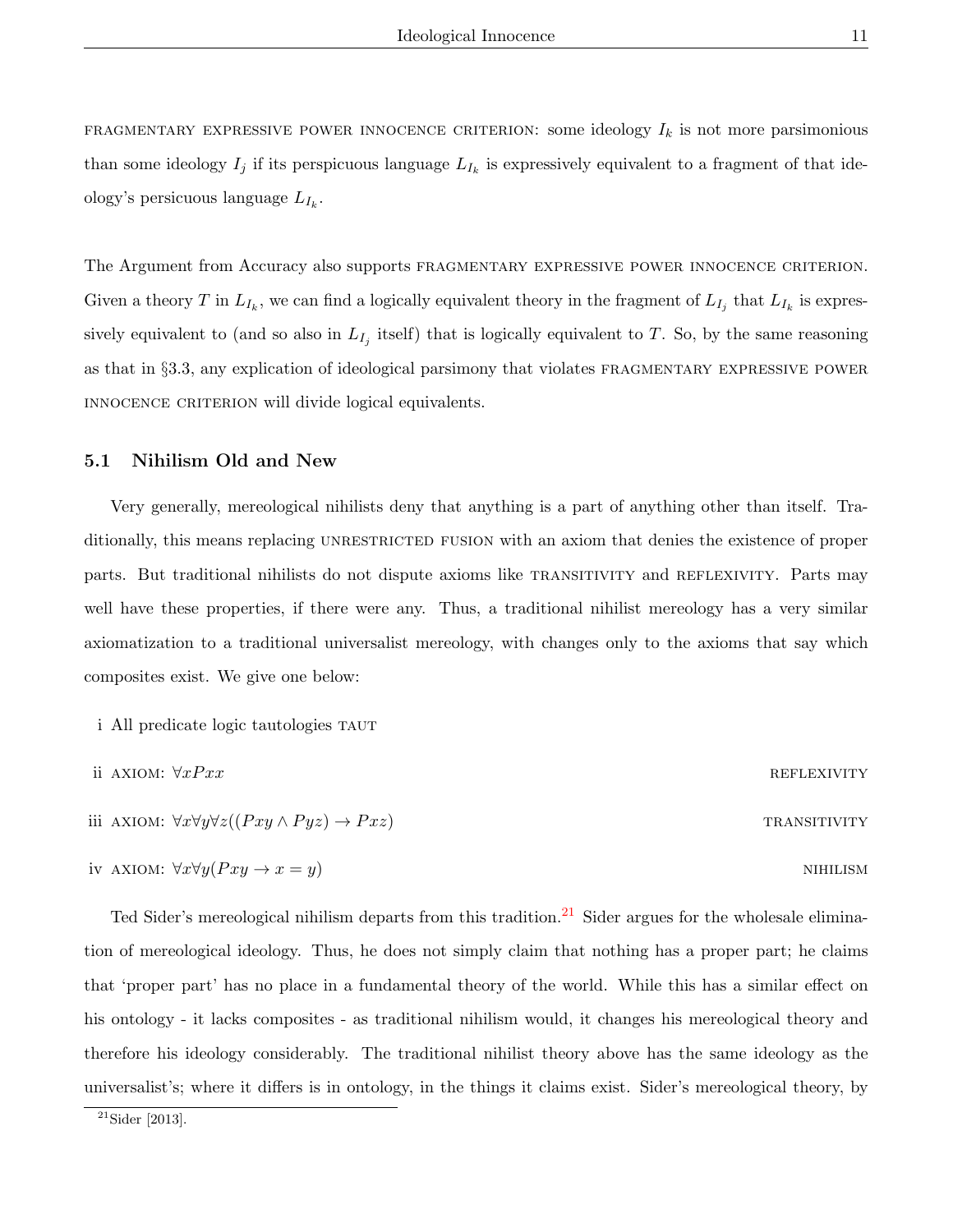FRAGMENTARY EXPRESSIVE POWER INNOCENCE CRITERION: some ideology $I_k$ is not more parsimonious than some ideology $I_j$ if its perspicuous language $L_{I_k}$ is expressively equivalent to a fragment of that ideology's persicuous language $L_{I_k}$.

The Argument from Accuracy also supports FRAGMENTARY EXPRESSIVE POWER INNOCENCE CRITERION. Given a theory $T$ in $L_{I_k}$, we can find a logically equivalent theory in the fragment of $L_{I_j}$ that $L_{I_k}$ is expressively equivalent to (and so also in $L_{I_j}$ itself) that is logically equivalent to $T$. So, by the same reasoning as that in §3.3, any explication of ideological parsimony that violates FRAGMENTARY EXPRESSIVE POWER INNOCENCE CRITERION will divide logical equivalents.

### 5.1 Nihilism Old and New

Very generally, mereological nihilists deny that anything is a part of anything other than itself. Traditionally, this means replacing UNRESTRICTED FUSION with an axiom that denies the existence of proper parts. But traditional nihilists do not dispute axioms like TRANSITIVITY and REFLEXIVITY. Parts may well have these properties, if there were any. Thus, a traditional nihilist mereology has a very similar axiomatization to a traditional universalist mereology, with changes only to the axioms that say which composites exist. We give one below:

i All predicate logic tautologies TAUT

ii AXIOM: $\forall x Pxx$ — REFLEXIVITY

iii AXIOM: $\forall x \forall y \forall z((Pxy \wedge Pyz) \rightarrow Pxz)$ — TRANSITIVITY

iv AXIOM: $\forall x \forall y(Pxy \rightarrow x = y)$ — NIHILISM

Ted Sider's mereological nihilism departs from this tradition.[21] Sider argues for the wholesale elimination of mereological ideology. Thus, he does not simply claim that nothing has a proper part; he claims that 'proper part' has no place in a fundamental theory of the world. While this has a similar effect on his ontology - it lacks composites - as traditional nihilism would, it changes his mereological theory and therefore his ideology considerably. The traditional nihilist theory above has the same ideology as the universalist's; where it differs is in ontology, in the things it claims exist. Sider's mereological theory, by

[21] Sider [2013].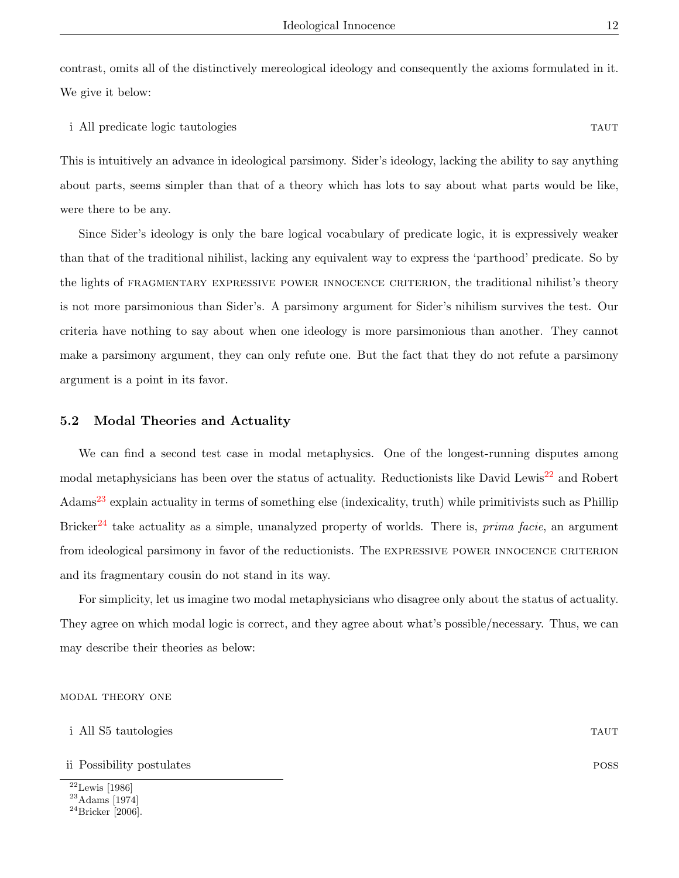contrast, omits all of the distinctively mereological ideology and consequently the axioms formulated in it. We give it below:

i All predicate logic tautologies — TAUT

This is intuitively an advance in ideological parsimony. Sider's ideology, lacking the ability to say anything about parts, seems simpler than that of a theory which has lots to say about what parts would be like, were there to be any.

Since Sider's ideology is only the bare logical vocabulary of predicate logic, it is expressively weaker than that of the traditional nihilist, lacking any equivalent way to express the 'parthood' predicate. So by the lights of FRAGMENTARY EXPRESSIVE POWER INNOCENCE CRITERION, the traditional nihilist's theory is not more parsimonious than Sider's. A parsimony argument for Sider's nihilism survives the test. Our criteria have nothing to say about when one ideology is more parsimonious than another. They cannot make a parsimony argument, they can only refute one. But the fact that they do not refute a parsimony argument is a point in its favor.

### 5.2 Modal Theories and Actuality

We can find a second test case in modal metaphysics. One of the longest-running disputes among modal metaphysicians has been over the status of actuality. Reductionists like David Lewis[22] and Robert Adams[23] explain actuality in terms of something else (indexicality, truth) while primitivists such as Phillip Bricker[24] take actuality as a simple, unanalyzed property of worlds. There is, *prima facie*, an argument from ideological parsimony in favor of the reductionists. The EXPRESSIVE POWER INNOCENCE CRITERION and its fragmentary cousin do not stand in its way.

For simplicity, let us imagine two modal metaphysicians who disagree only about the status of actuality. They agree on which modal logic is correct, and they agree about what's possible/necessary. Thus, we can may describe their theories as below:

MODAL THEORY ONE

i All S5 tautologies — TAUT

ii Possibility postulates — POSS

[22] Lewis [1986]

[23] Adams [1974]

[24] Bricker [2006].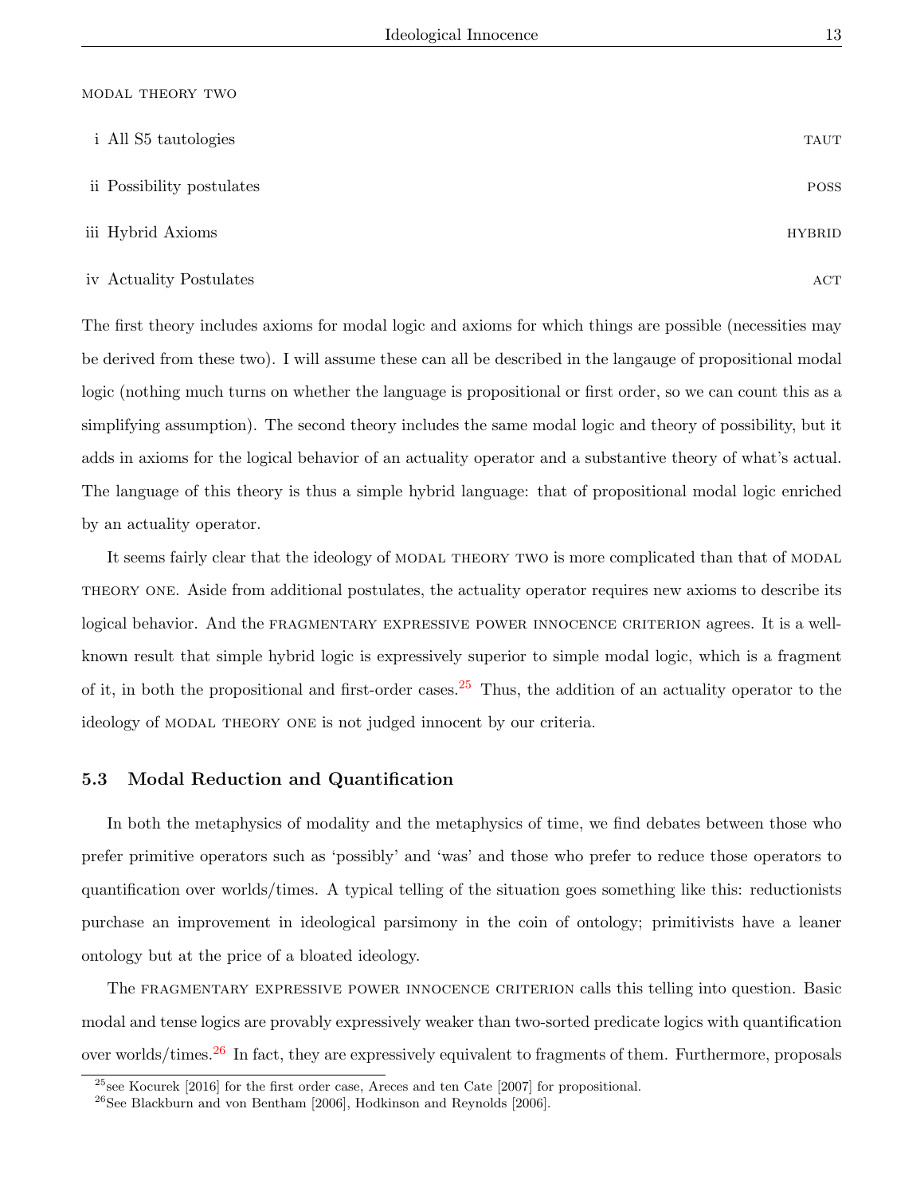MODAL THEORY TWO

i All S5 tautologies TAUT

ii Possibility postulates POSS

iii Hybrid Axioms HYBRID

iv Actuality Postulates ACT

The first theory includes axioms for modal logic and axioms for which things are possible (necessities may be derived from these two). I will assume these can all be described in the langauge of propositional modal logic (nothing much turns on whether the language is propositional or first order, so we can count this as a simplifying assumption). The second theory includes the same modal logic and theory of possibility, but it adds in axioms for the logical behavior of an actuality operator and a substantive theory of what's actual. The language of this theory is thus a simple hybrid language: that of propositional modal logic enriched by an actuality operator.

It seems fairly clear that the ideology of MODAL THEORY TWO is more complicated than that of MODAL THEORY ONE. Aside from additional postulates, the actuality operator requires new axioms to describe its logical behavior. And the FRAGMENTARY EXPRESSIVE POWER INNOCENCE CRITERION agrees. It is a well-known result that simple hybrid logic is expressively superior to simple modal logic, which is a fragment of it, in both the propositional and first-order cases.[25] Thus, the addition of an actuality operator to the ideology of MODAL THEORY ONE is not judged innocent by our criteria.

### 5.3 Modal Reduction and Quantification

In both the metaphysics of modality and the metaphysics of time, we find debates between those who prefer primitive operators such as 'possibly' and 'was' and those who prefer to reduce those operators to quantification over worlds/times. A typical telling of the situation goes something like this: reductionists purchase an improvement in ideological parsimony in the coin of ontology; primitivists have a leaner ontology but at the price of a bloated ideology.

The FRAGMENTARY EXPRESSIVE POWER INNOCENCE CRITERION calls this telling into question. Basic modal and tense logics are provably expressively weaker than two-sorted predicate logics with quantification over worlds/times.[26] In fact, they are expressively equivalent to fragments of them. Furthermore, proposals

[25] see Kocurek [2016] for the first order case, Areces and ten Cate [2007] for propositional.

[26] See Blackburn and von Bentham [2006], Hodkinson and Reynolds [2006].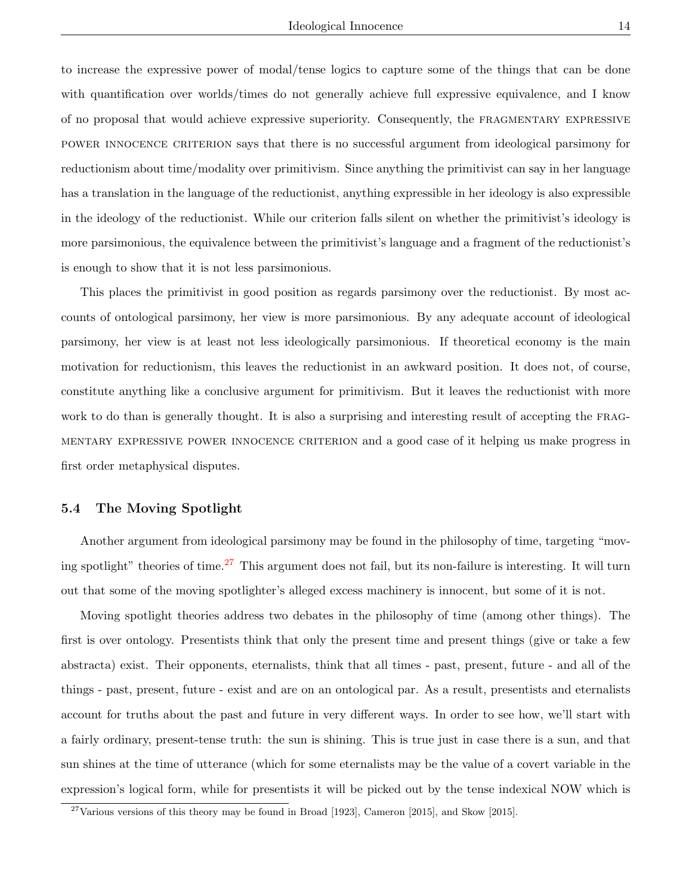to increase the expressive power of modal/tense logics to capture some of the things that can be done with quantification over worlds/times do not generally achieve full expressive equivalence, and I know of no proposal that would achieve expressive superiority. Consequently, the FRAGMENTARY EXPRESSIVE POWER INNOCENCE CRITERION says that there is no successful argument from ideological parsimony for reductionism about time/modality over primitivism. Since anything the primitivist can say in her language has a translation in the language of the reductionist, anything expressible in her ideology is also expressible in the ideology of the reductionist. While our criterion falls silent on whether the primitivist's ideology is more parsimonious, the equivalence between the primitivist's language and a fragment of the reductionist's is enough to show that it is not less parsimonious.

This places the primitivist in good position as regards parsimony over the reductionist. By most accounts of ontological parsimony, her view is more parsimonious. By any adequate account of ideological parsimony, her view is at least not less ideologically parsimonious. If theoretical economy is the main motivation for reductionism, this leaves the reductionist in an awkward position. It does not, of course, constitute anything like a conclusive argument for primitivism. But it leaves the reductionist with more work to do than is generally thought. It is also a surprising and interesting result of accepting the FRAGMENTARY EXPRESSIVE POWER INNOCENCE CRITERION and a good case of it helping us make progress in first order metaphysical disputes.

### 5.4 The Moving Spotlight

Another argument from ideological parsimony may be found in the philosophy of time, targeting "moving spotlight" theories of time.[27] This argument does not fail, but its non-failure is interesting. It will turn out that some of the moving spotlighter's alleged excess machinery is innocent, but some of it is not.

Moving spotlight theories address two debates in the philosophy of time (among other things). The first is over ontology. Presentists think that only the present time and present things (give or take a few abstracta) exist. Their opponents, eternalists, think that all times - past, present, future - and all of the things - past, present, future - exist and are on an ontological par. As a result, presentists and eternalists account for truths about the past and future in very different ways. In order to see how, we'll start with a fairly ordinary, present-tense truth: the sun is shining. This is true just in case there is a sun, and that sun shines at the time of utterance (which for some eternalists may be the value of a covert variable in the expression's logical form, while for presentists it will be picked out by the tense indexical NOW which is

[27] Various versions of this theory may be found in Broad [1923], Cameron [2015], and Skow [2015].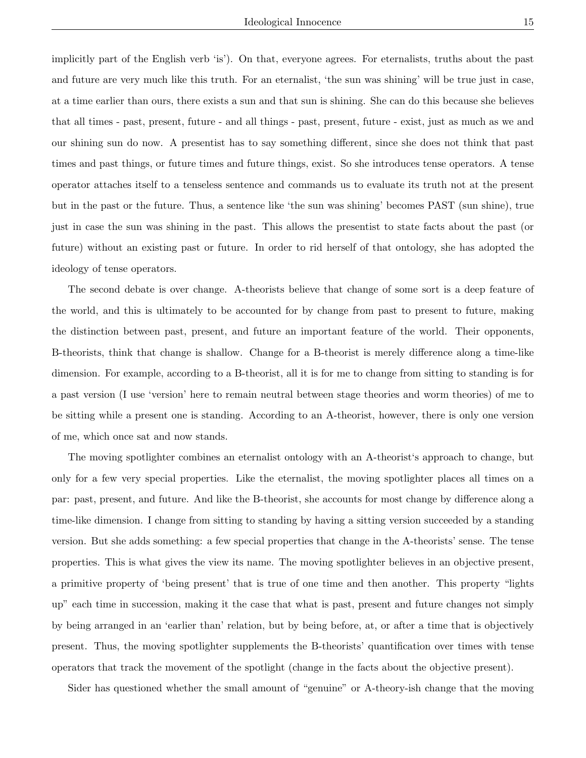implicitly part of the English verb 'is'). On that, everyone agrees. For eternalists, truths about the past and future are very much like this truth. For an eternalist, 'the sun was shining' will be true just in case, at a time earlier than ours, there exists a sun and that sun is shining. She can do this because she believes that all times - past, present, future - and all things - past, present, future - exist, just as much as we and our shining sun do now. A presentist has to say something different, since she does not think that past times and past things, or future times and future things, exist. So she introduces tense operators. A tense operator attaches itself to a tenseless sentence and commands us to evaluate its truth not at the present but in the past or the future. Thus, a sentence like 'the sun was shining' becomes PAST (sun shine), true just in case the sun was shining in the past. This allows the presentist to state facts about the past (or future) without an existing past or future. In order to rid herself of that ontology, she has adopted the ideology of tense operators.

The second debate is over change. A-theorists believe that change of some sort is a deep feature of the world, and this is ultimately to be accounted for by change from past to present to future, making the distinction between past, present, and future an important feature of the world. Their opponents, B-theorists, think that change is shallow. Change for a B-theorist is merely difference along a time-like dimension. For example, according to a B-theorist, all it is for me to change from sitting to standing is for a past version (I use 'version' here to remain neutral between stage theories and worm theories) of me to be sitting while a present one is standing. According to an A-theorist, however, there is only one version of me, which once sat and now stands.

The moving spotlighter combines an eternalist ontology with an A-theorist's approach to change, but only for a few very special properties. Like the eternalist, the moving spotlighter places all times on a par: past, present, and future. And like the B-theorist, she accounts for most change by difference along a time-like dimension. I change from sitting to standing by having a sitting version succeeded by a standing version. But she adds something: a few special properties that change in the A-theorists' sense. The tense properties. This is what gives the view its name. The moving spotlighter believes in an objective present, a primitive property of 'being present' that is true of one time and then another. This property "lights up" each time in succession, making it the case that what is past, present and future changes not simply by being arranged in an 'earlier than' relation, but by being before, at, or after a time that is objectively present. Thus, the moving spotlighter supplements the B-theorists' quantification over times with tense operators that track the movement of the spotlight (change in the facts about the objective present).

Sider has questioned whether the small amount of "genuine" or A-theory-ish change that the moving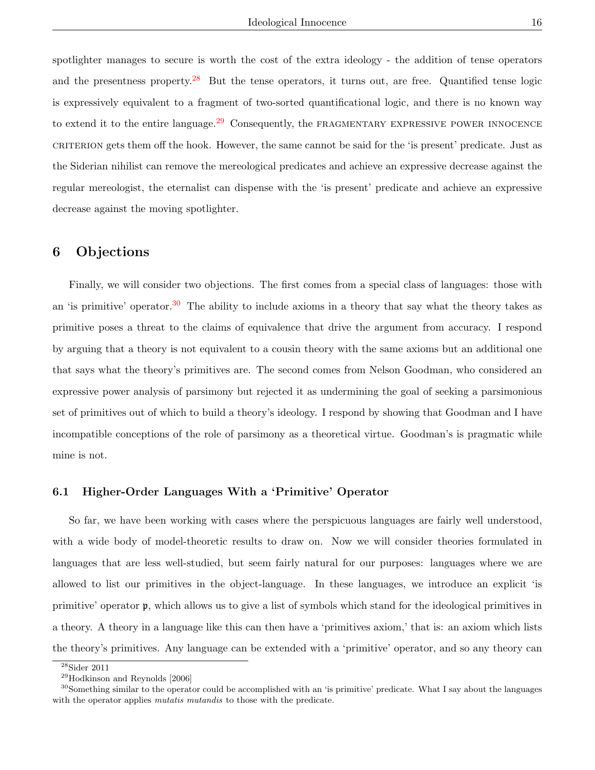spotlighter manages to secure is worth the cost of the extra ideology - the addition of tense operators and the presentness property.[28] But the tense operators, it turns out, are free. Quantified tense logic is expressively equivalent to a fragment of two-sorted quantificational logic, and there is no known way to extend it to the entire language.[29] Consequently, the FRAGMENTARY EXPRESSIVE POWER INNOCENCE CRITERION gets them off the hook. However, the same cannot be said for the 'is present' predicate. Just as the Siderian nihilist can remove the mereological predicates and achieve an expressive decrease against the regular mereologist, the eternalist can dispense with the 'is present' predicate and achieve an expressive decrease against the moving spotlighter.

## 6 Objections

Finally, we will consider two objections. The first comes from a special class of languages: those with an 'is primitive' operator.[30] The ability to include axioms in a theory that say what the theory takes as primitive poses a threat to the claims of equivalence that drive the argument from accuracy. I respond by arguing that a theory is not equivalent to a cousin theory with the same axioms but an additional one that says what the theory's primitives are. The second comes from Nelson Goodman, who considered an expressive power analysis of parsimony but rejected it as undermining the goal of seeking a parsimonious set of primitives out of which to build a theory's ideology. I respond by showing that Goodman and I have incompatible conceptions of the role of parsimony as a theoretical virtue. Goodman's is pragmatic while mine is not.

### 6.1 Higher-Order Languages With a 'Primitive' Operator

So far, we have been working with cases where the perspicuous languages are fairly well understood, with a wide body of model-theoretic results to draw on. Now we will consider theories formulated in languages that are less well-studied, but seem fairly natural for our purposes: languages where we are allowed to list our primitives in the object-language. In these languages, we introduce an explicit 'is primitive' operator $\mathfrak{p}$, which allows us to give a list of symbols which stand for the ideological primitives in a theory. A theory in a language like this can then have a 'primitives axiom,' that is: an axiom which lists the theory's primitives. Any language can be extended with a 'primitive' operator, and so any theory can

[28] Sider 2011

[29] Hodkinson and Reynolds [2006]

[30] Something similar to the operator could be accomplished with an 'is primitive' predicate. What I say about the languages with the operator applies *mutatis mutandis* to those with the predicate.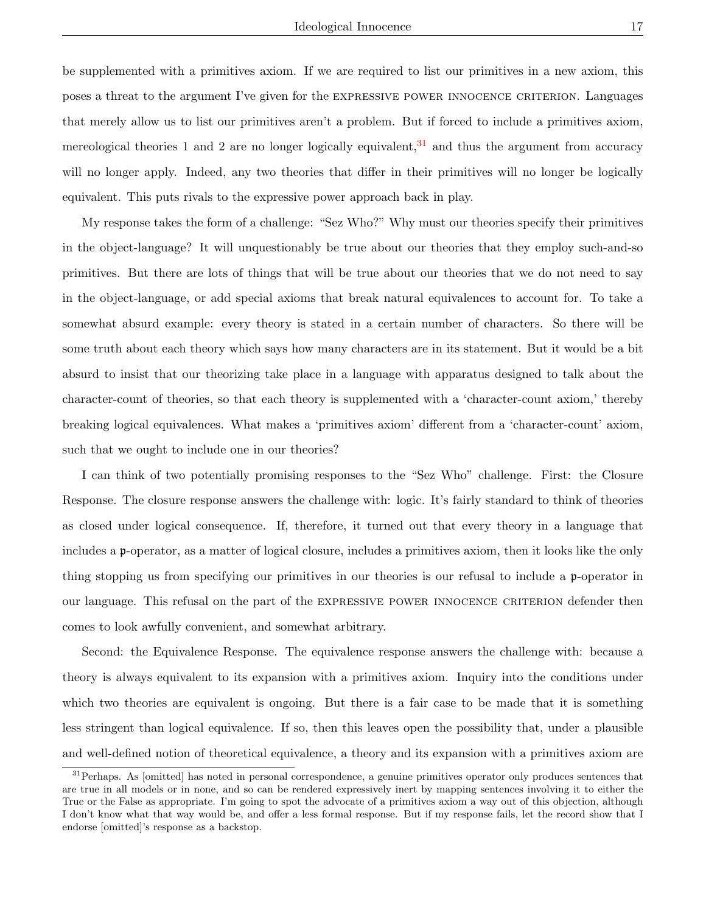be supplemented with a primitives axiom. If we are required to list our primitives in a new axiom, this poses a threat to the argument I've given for the EXPRESSIVE POWER INNOCENCE CRITERION. Languages that merely allow us to list our primitives aren't a problem. But if forced to include a primitives axiom, mereological theories 1 and 2 are no longer logically equivalent,[31] and thus the argument from accuracy will no longer apply. Indeed, any two theories that differ in their primitives will no longer be logically equivalent. This puts rivals to the expressive power approach back in play.

My response takes the form of a challenge: "Sez Who?" Why must our theories specify their primitives in the object-language? It will unquestionably be true about our theories that they employ such-and-so primitives. But there are lots of things that will be true about our theories that we do not need to say in the object-language, or add special axioms that break natural equivalences to account for. To take a somewhat absurd example: every theory is stated in a certain number of characters. So there will be some truth about each theory which says how many characters are in its statement. But it would be a bit absurd to insist that our theorizing take place in a language with apparatus designed to talk about the character-count of theories, so that each theory is supplemented with a 'character-count axiom,' thereby breaking logical equivalences. What makes a 'primitives axiom' different from a 'character-count' axiom, such that we ought to include one in our theories?

I can think of two potentially promising responses to the "Sez Who" challenge. First: the Closure Response. The closure response answers the challenge with: logic. It's fairly standard to think of theories as closed under logical consequence. If, therefore, it turned out that every theory in a language that includes a $\mathfrak{p}$-operator, as a matter of logical closure, includes a primitives axiom, then it looks like the only thing stopping us from specifying our primitives in our theories is our refusal to include a $\mathfrak{p}$-operator in our language. This refusal on the part of the EXPRESSIVE POWER INNOCENCE CRITERION defender then comes to look awfully convenient, and somewhat arbitrary.

Second: the Equivalence Response. The equivalence response answers the challenge with: because a theory is always equivalent to its expansion with a primitives axiom. Inquiry into the conditions under which two theories are equivalent is ongoing. But there is a fair case to be made that it is something less stringent than logical equivalence. If so, then this leaves open the possibility that, under a plausible and well-defined notion of theoretical equivalence, a theory and its expansion with a primitives axiom are

[31] Perhaps. As [omitted] has noted in personal correspondence, a genuine primitives operator only produces sentences that are true in all models or in none, and so can be rendered expressively inert by mapping sentences involving it to either the True or the False as appropriate. I'm going to spot the advocate of a primitives axiom a way out of this objection, although I don't know what that way would be, and offer a less formal response. But if my response fails, let the record show that I endorse [omitted]'s response as a backstop.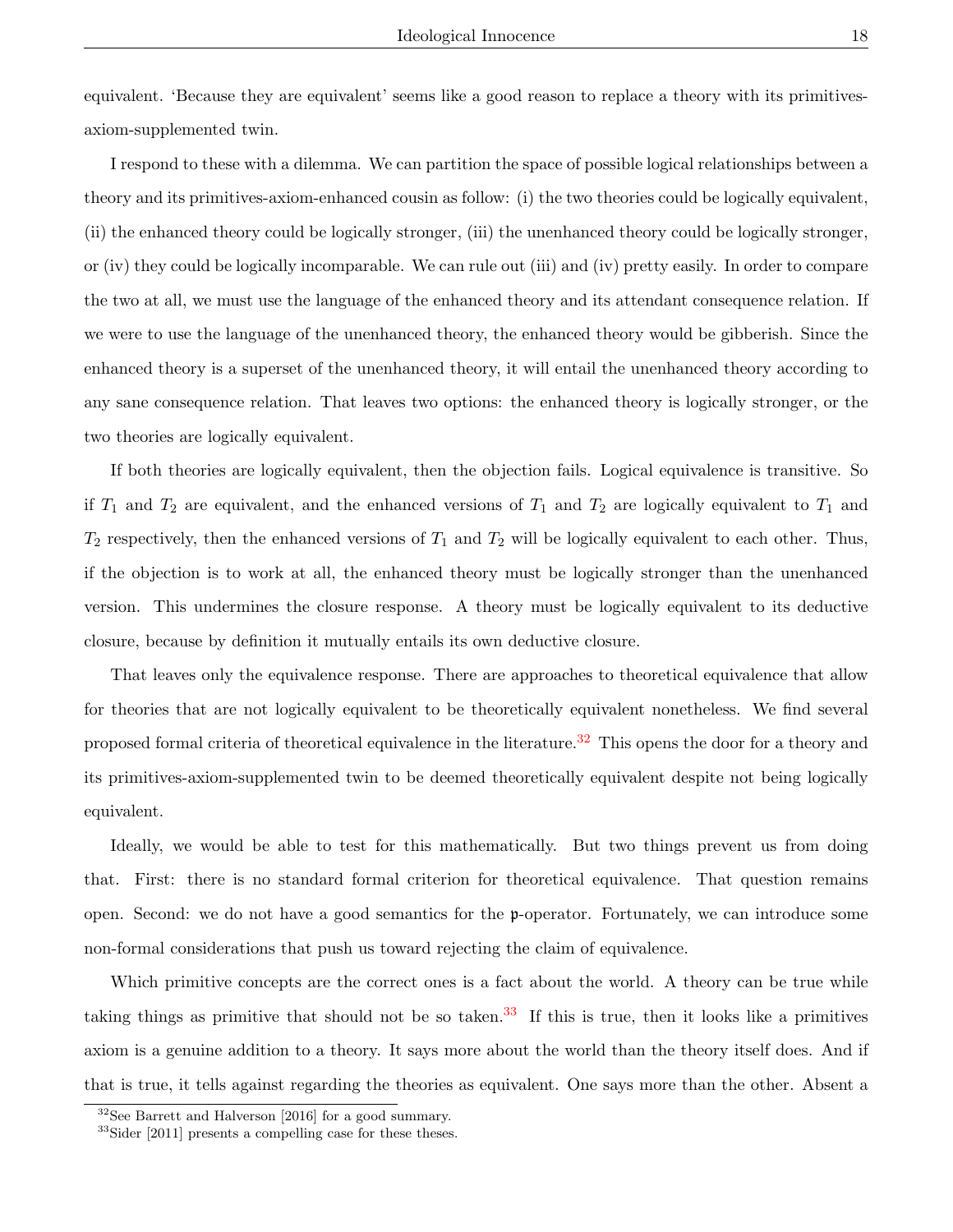equivalent. 'Because they are equivalent' seems like a good reason to replace a theory with its primitives-axiom-supplemented twin.

I respond to these with a dilemma. We can partition the space of possible logical relationships between a theory and its primitives-axiom-enhanced cousin as follow: (i) the two theories could be logically equivalent, (ii) the enhanced theory could be logically stronger, (iii) the unenhanced theory could be logically stronger, or (iv) they could be logically incomparable. We can rule out (iii) and (iv) pretty easily. In order to compare the two at all, we must use the language of the enhanced theory and its attendant consequence relation. If we were to use the language of the unenhanced theory, the enhanced theory would be gibberish. Since the enhanced theory is a superset of the unenhanced theory, it will entail the unenhanced theory according to any sane consequence relation. That leaves two options: the enhanced theory is logically stronger, or the two theories are logically equivalent.

If both theories are logically equivalent, then the objection fails. Logical equivalence is transitive. So if $T_1$ and $T_2$ are equivalent, and the enhanced versions of $T_1$ and $T_2$ are logically equivalent to $T_1$ and $T_2$ respectively, then the enhanced versions of $T_1$ and $T_2$ will be logically equivalent to each other. Thus, if the objection is to work at all, the enhanced theory must be logically stronger than the unenhanced version. This undermines the closure response. A theory must be logically equivalent to its deductive closure, because by definition it mutually entails its own deductive closure.

That leaves only the equivalence response. There are approaches to theoretical equivalence that allow for theories that are not logically equivalent to be theoretically equivalent nonetheless. We find several proposed formal criteria of theoretical equivalence in the literature.[32] This opens the door for a theory and its primitives-axiom-supplemented twin to be deemed theoretically equivalent despite not being logically equivalent.

Ideally, we would be able to test for this mathematically. But two things prevent us from doing that. First: there is no standard formal criterion for theoretical equivalence. That question remains open. Second: we do not have a good semantics for the $\mathfrak{p}$-operator. Fortunately, we can introduce some non-formal considerations that push us toward rejecting the claim of equivalence.

Which primitive concepts are the correct ones is a fact about the world. A theory can be true while taking things as primitive that should not be so taken.[33] If this is true, then it looks like a primitives axiom is a genuine addition to a theory. It says more about the world than the theory itself does. And if that is true, it tells against regarding the theories as equivalent. One says more than the other. Absent a

[32] See Barrett and Halverson [2016] for a good summary.

[33] Sider [2011] presents a compelling case for these theses.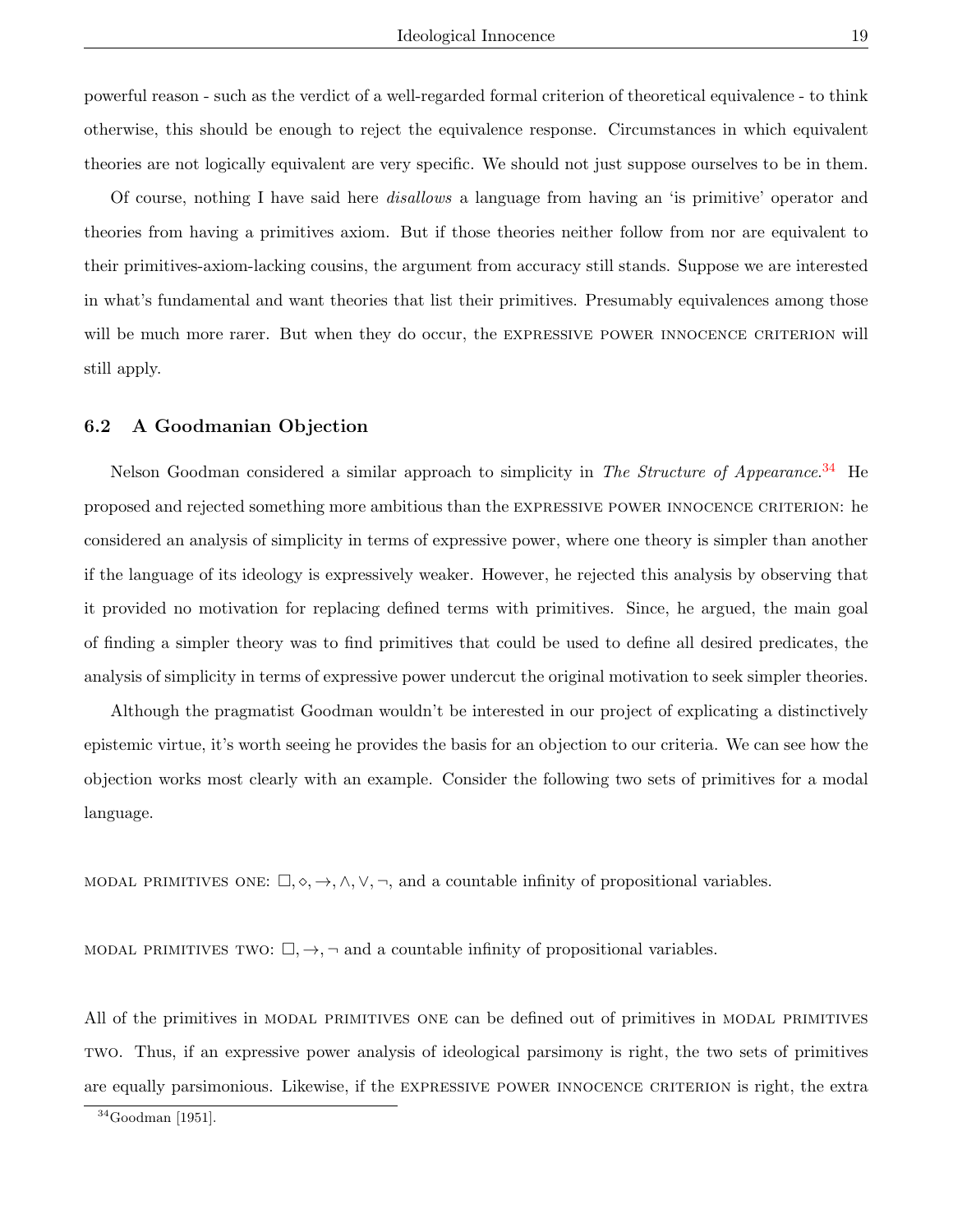powerful reason - such as the verdict of a well-regarded formal criterion of theoretical equivalence - to think otherwise, this should be enough to reject the equivalence response. Circumstances in which equivalent theories are not logically equivalent are very specific. We should not just suppose ourselves to be in them.

Of course, nothing I have said here *disallows* a language from having an 'is primitive' operator and theories from having a primitives axiom. But if those theories neither follow from nor are equivalent to their primitives-axiom-lacking cousins, the argument from accuracy still stands. Suppose we are interested in what's fundamental and want theories that list their primitives. Presumably equivalences among those will be much more rarer. But when they do occur, the EXPRESSIVE POWER INNOCENCE CRITERION will still apply.

### 6.2 A Goodmanian Objection

Nelson Goodman considered a similar approach to simplicity in *The Structure of Appearance*.[34] He proposed and rejected something more ambitious than the EXPRESSIVE POWER INNOCENCE CRITERION: he considered an analysis of simplicity in terms of expressive power, where one theory is simpler than another if the language of its ideology is expressively weaker. However, he rejected this analysis by observing that it provided no motivation for replacing defined terms with primitives. Since, he argued, the main goal of finding a simpler theory was to find primitives that could be used to define all desired predicates, the analysis of simplicity in terms of expressive power undercut the original motivation to seek simpler theories.

Although the pragmatist Goodman wouldn't be interested in our project of explicating a distinctively epistemic virtue, it's worth seeing he provides the basis for an objection to our criteria. We can see how the objection works most clearly with an example. Consider the following two sets of primitives for a modal language.

MODAL PRIMITIVES ONE: $\Box, \diamond, \rightarrow, \wedge, \vee, \neg$, and a countable infinity of propositional variables.

MODAL PRIMITIVES TWO: $\Box, \rightarrow, \neg$ and a countable infinity of propositional variables.

All of the primitives in MODAL PRIMITIVES ONE can be defined out of primitives in MODAL PRIMITIVES TWO. Thus, if an expressive power analysis of ideological parsimony is right, the two sets of primitives are equally parsimonious. Likewise, if the EXPRESSIVE POWER INNOCENCE CRITERION is right, the extra

[34] Goodman [1951].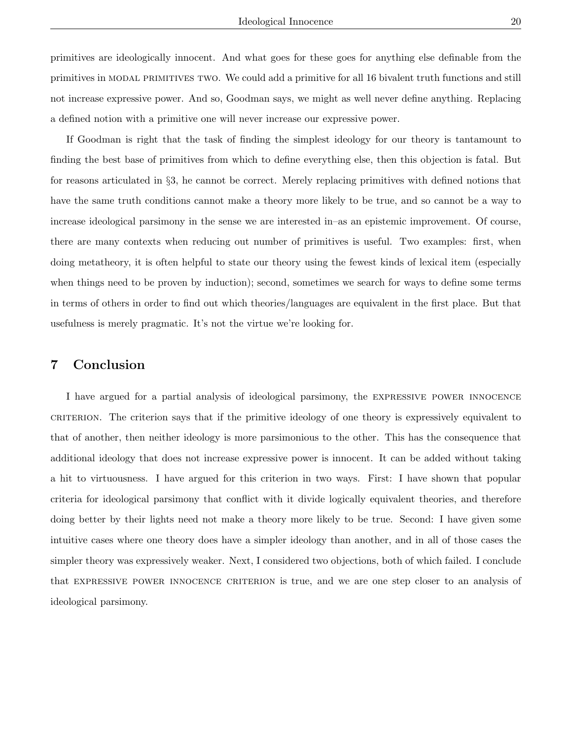primitives are ideologically innocent. And what goes for these goes for anything else definable from the primitives in MODAL PRIMITIVES TWO. We could add a primitive for all 16 bivalent truth functions and still not increase expressive power. And so, Goodman says, we might as well never define anything. Replacing a defined notion with a primitive one will never increase our expressive power.

If Goodman is right that the task of finding the simplest ideology for our theory is tantamount to finding the best base of primitives from which to define everything else, then this objection is fatal. But for reasons articulated in §3, he cannot be correct. Merely replacing primitives with defined notions that have the same truth conditions cannot make a theory more likely to be true, and so cannot be a way to increase ideological parsimony in the sense we are interested in–as an epistemic improvement. Of course, there are many contexts when reducing out number of primitives is useful. Two examples: first, when doing metatheory, it is often helpful to state our theory using the fewest kinds of lexical item (especially when things need to be proven by induction); second, sometimes we search for ways to define some terms in terms of others in order to find out which theories/languages are equivalent in the first place. But that usefulness is merely pragmatic. It's not the virtue we're looking for.

## 7 Conclusion

I have argued for a partial analysis of ideological parsimony, the EXPRESSIVE POWER INNOCENCE CRITERION. The criterion says that if the primitive ideology of one theory is expressively equivalent to that of another, then neither ideology is more parsimonious to the other. This has the consequence that additional ideology that does not increase expressive power is innocent. It can be added without taking a hit to virtuousness. I have argued for this criterion in two ways. First: I have shown that popular criteria for ideological parsimony that conflict with it divide logically equivalent theories, and therefore doing better by their lights need not make a theory more likely to be true. Second: I have given some intuitive cases where one theory does have a simpler ideology than another, and in all of those cases the simpler theory was expressively weaker. Next, I considered two objections, both of which failed. I conclude that EXPRESSIVE POWER INNOCENCE CRITERION is true, and we are one step closer to an analysis of ideological parsimony.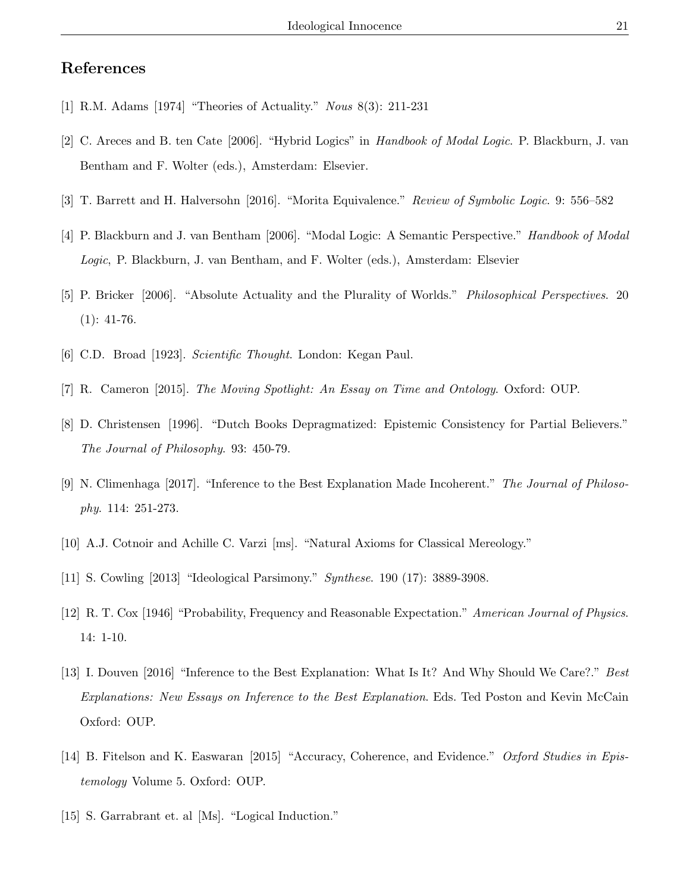## References

[1] R.M. Adams [1974] "Theories of Actuality." *Nous* 8(3): 211-231

[2] C. Areces and B. ten Cate [2006]. "Hybrid Logics" in *Handbook of Modal Logic*. P. Blackburn, J. van Bentham and F. Wolter (eds.), Amsterdam: Elsevier.

[3] T. Barrett and H. Halversohn [2016]. "Morita Equivalence." *Review of Symbolic Logic*. 9: 556–582

[4] P. Blackburn and J. van Bentham [2006]. "Modal Logic: A Semantic Perspective." *Handbook of Modal Logic*, P. Blackburn, J. van Bentham, and F. Wolter (eds.), Amsterdam: Elsevier

[5] P. Bricker [2006]. "Absolute Actuality and the Plurality of Worlds." *Philosophical Perspectives*. 20 (1): 41-76.

[6] C.D. Broad [1923]. *Scientific Thought*. London: Kegan Paul.

[7] R. Cameron [2015]. *The Moving Spotlight: An Essay on Time and Ontology*. Oxford: OUP.

[8] D. Christensen [1996]. "Dutch Books Depragmatized: Epistemic Consistency for Partial Believers." *The Journal of Philosophy*. 93: 450-79.

[9] N. Climenhaga [2017]. "Inference to the Best Explanation Made Incoherent." *The Journal of Philosophy*. 114: 251-273.

[10] A.J. Cotnoir and Achille C. Varzi [ms]. "Natural Axioms for Classical Mereology."

[11] S. Cowling [2013] "Ideological Parsimony." *Synthese*. 190 (17): 3889-3908.

[12] R. T. Cox [1946] "Probability, Frequency and Reasonable Expectation." *American Journal of Physics*. 14: 1-10.

[13] I. Douven [2016] "Inference to the Best Explanation: What Is It? And Why Should We Care?." *Best Explanations: New Essays on Inference to the Best Explanation*. Eds. Ted Poston and Kevin McCain Oxford: OUP.

[14] B. Fitelson and K. Easwaran [2015] "Accuracy, Coherence, and Evidence." *Oxford Studies in Epistemology* Volume 5. Oxford: OUP.

[15] S. Garrabrant et. al [Ms]. "Logical Induction."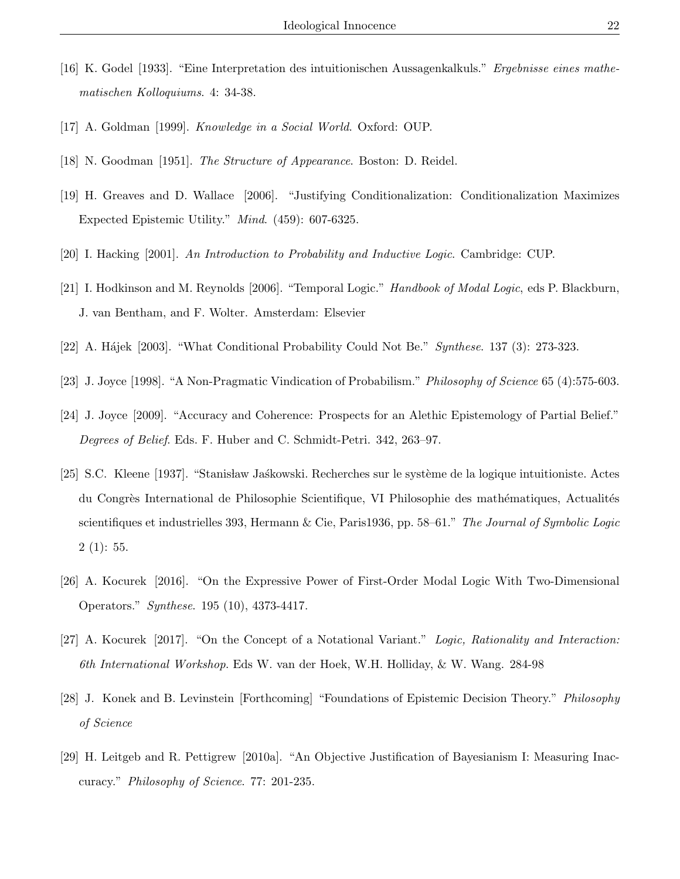[16] K. Godel [1933]. "Eine Interpretation des intuitionischen Aussagenkalkuls." *Ergebnisse eines mathematischen Kolloquiums*. 4: 34-38.

[17] A. Goldman [1999]. *Knowledge in a Social World*. Oxford: OUP.

[18] N. Goodman [1951]. *The Structure of Appearance*. Boston: D. Reidel.

[19] H. Greaves and D. Wallace [2006]. "Justifying Conditionalization: Conditionalization Maximizes Expected Epistemic Utility." *Mind*. (459): 607-6325.

[20] I. Hacking [2001]. *An Introduction to Probability and Inductive Logic*. Cambridge: CUP.

[21] I. Hodkinson and M. Reynolds [2006]. "Temporal Logic." *Handbook of Modal Logic*, eds P. Blackburn, J. van Bentham, and F. Wolter. Amsterdam: Elsevier

[22] A. Hájek [2003]. "What Conditional Probability Could Not Be." *Synthese*. 137 (3): 273-323.

[23] J. Joyce [1998]. "A Non-Pragmatic Vindication of Probabilism." *Philosophy of Science* 65 (4):575-603.

[24] J. Joyce [2009]. "Accuracy and Coherence: Prospects for an Alethic Epistemology of Partial Belief." *Degrees of Belief*. Eds. F. Huber and C. Schmidt-Petri. 342, 263–97.

[25] S.C. Kleene [1937]. "Stanisław Jaśkowski. Recherches sur le système de la logique intuitioniste. Actes du Congrès International de Philosophie Scientifique, VI Philosophie des mathématiques, Actualités scientifiques et industrielles 393, Hermann & Cie, Paris1936, pp. 58–61." *The Journal of Symbolic Logic* 2 (1): 55.

[26] A. Kocurek [2016]. "On the Expressive Power of First-Order Modal Logic With Two-Dimensional Operators." *Synthese*. 195 (10), 4373-4417.

[27] A. Kocurek [2017]. "On the Concept of a Notational Variant." *Logic, Rationality and Interaction: 6th International Workshop*. Eds W. van der Hoek, W.H. Holliday, & W. Wang. 284-98

[28] J. Konek and B. Levinstein [Forthcoming] "Foundations of Epistemic Decision Theory." *Philosophy of Science*

[29] H. Leitgeb and R. Pettigrew [2010a]. "An Objective Justification of Bayesianism I: Measuring Inaccuracy." *Philosophy of Science*. 77: 201-235.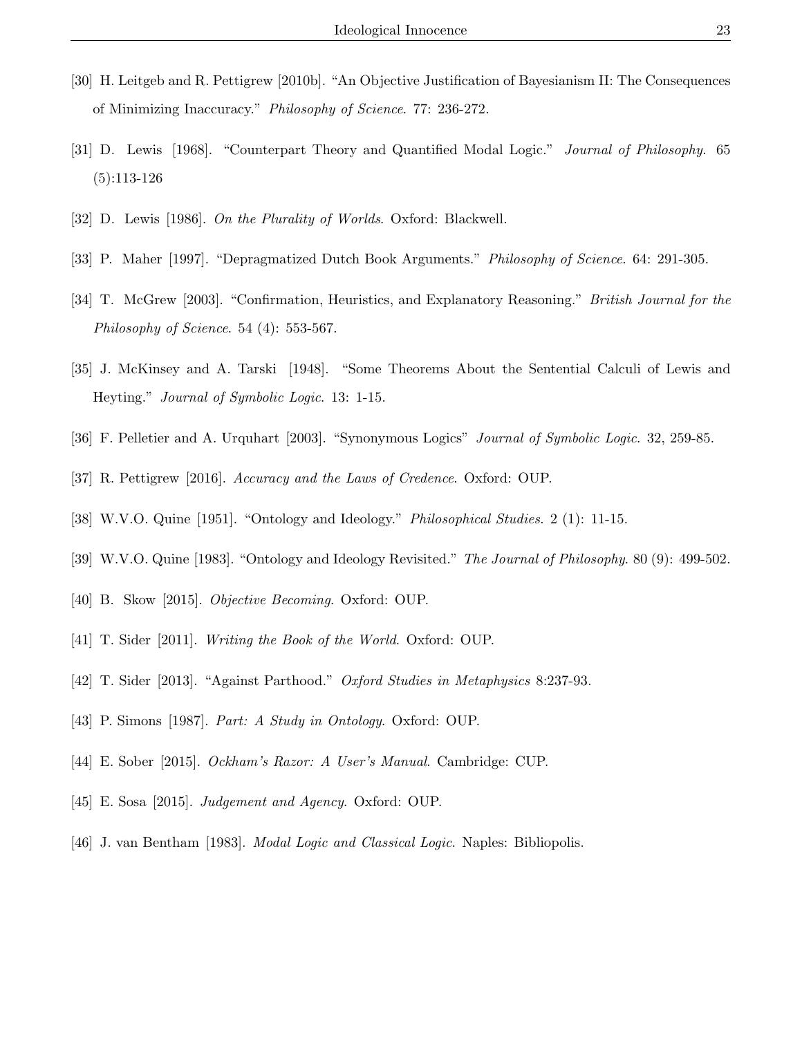[30] H. Leitgeb and R. Pettigrew [2010b]. "An Objective Justification of Bayesianism II: The Consequences of Minimizing Inaccuracy." *Philosophy of Science*. 77: 236-272.

[31] D. Lewis [1968]. "Counterpart Theory and Quantified Modal Logic." *Journal of Philosophy*. 65 (5):113-126

[32] D. Lewis [1986]. *On the Plurality of Worlds*. Oxford: Blackwell.

[33] P. Maher [1997]. "Depragmatized Dutch Book Arguments." *Philosophy of Science*. 64: 291-305.

[34] T. McGrew [2003]. "Confirmation, Heuristics, and Explanatory Reasoning." *British Journal for the Philosophy of Science*. 54 (4): 553-567.

[35] J. McKinsey and A. Tarski [1948]. "Some Theorems About the Sentential Calculi of Lewis and Heyting." *Journal of Symbolic Logic*. 13: 1-15.

[36] F. Pelletier and A. Urquhart [2003]. "Synonymous Logics" *Journal of Symbolic Logic*. 32, 259-85.

[37] R. Pettigrew [2016]. *Accuracy and the Laws of Credence*. Oxford: OUP.

[38] W.V.O. Quine [1951]. "Ontology and Ideology." *Philosophical Studies*. 2 (1): 11-15.

[39] W.V.O. Quine [1983]. "Ontology and Ideology Revisited." *The Journal of Philosophy*. 80 (9): 499-502.

[40] B. Skow [2015]. *Objective Becoming*. Oxford: OUP.

[41] T. Sider [2011]. *Writing the Book of the World*. Oxford: OUP.

[42] T. Sider [2013]. "Against Parthood." *Oxford Studies in Metaphysics* 8:237-93.

[43] P. Simons [1987]. *Part: A Study in Ontology*. Oxford: OUP.

[44] E. Sober [2015]. *Ockham's Razor: A User's Manual*. Cambridge: CUP.

[45] E. Sosa [2015]. *Judgement and Agency*. Oxford: OUP.

[46] J. van Bentham [1983]. *Modal Logic and Classical Logic*. Naples: Bibliopolis.